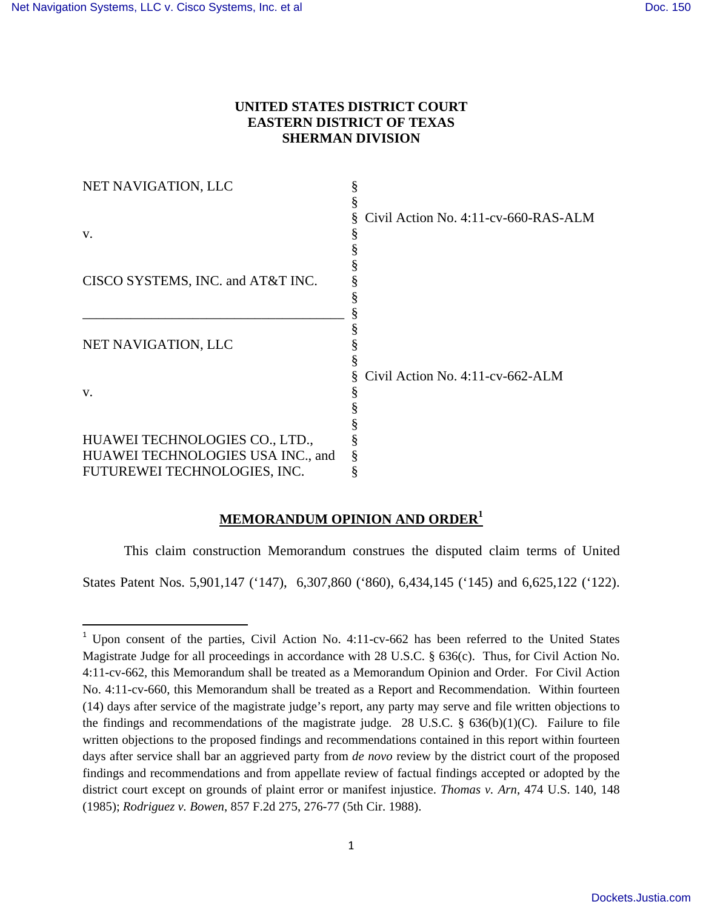**UNITED STATES DISTRICT COURT**
**EASTERN DISTRICT OF TEXAS**
**SHERMAN DIVISION**

| | | |
|---|---|---|
| NET NAVIGATION, LLC | § | |
| | § | |
| | § | Civil Action No. 4:11-cv-660-RAS-ALM |
| v. | § | |
| | § | |
| | § | |
| CISCO SYSTEMS, INC. and AT&T INC. | § | |
| | § | |
| ______________________________________ | § | |
| | § | |
| NET NAVIGATION, LLC | § | |
| | § | |
| | § | Civil Action No. 4:11-cv-662-ALM |
| v. | § | |
| | § | |
| | § | |
| HUAWEI TECHNOLOGIES CO., LTD., | § | |
| HUAWEI TECHNOLOGIES USA INC., and | § | |
| FUTUREWEI TECHNOLOGIES, INC. | § | |

## MEMORANDUM OPINION AND ORDER[1]

This claim construction Memorandum construes the disputed claim terms of United States Patent Nos. 5,901,147 ('147), 6,307,860 ('860), 6,434,145 ('145) and 6,625,122 ('122).

---

[1] Upon consent of the parties, Civil Action No. 4:11-cv-662 has been referred to the United States Magistrate Judge for all proceedings in accordance with 28 U.S.C. § 636(c). Thus, for Civil Action No. 4:11-cv-662, this Memorandum shall be treated as a Memorandum Opinion and Order. For Civil Action No. 4:11-cv-660, this Memorandum shall be treated as a Report and Recommendation. Within fourteen (14) days after service of the magistrate judge's report, any party may serve and file written objections to the findings and recommendations of the magistrate judge. 28 U.S.C. § 636(b)(1)(C). Failure to file written objections to the proposed findings and recommendations contained in this report within fourteen days after service shall bar an aggrieved party from *de novo* review by the district court of the proposed findings and recommendations and from appellate review of factual findings accepted or adopted by the district court except on grounds of plaint error or manifest injustice. *Thomas v. Arn*, 474 U.S. 140, 148 (1985); *Rodriguez v. Bowen*, 857 F.2d 275, 276-77 (5th Cir. 1988).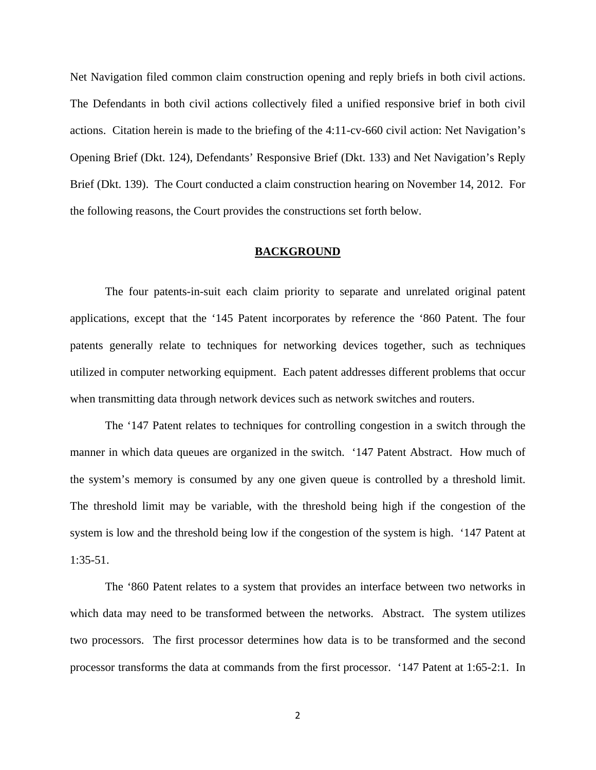Net Navigation filed common claim construction opening and reply briefs in both civil actions. The Defendants in both civil actions collectively filed a unified responsive brief in both civil actions. Citation herein is made to the briefing of the 4:11-cv-660 civil action: Net Navigation's Opening Brief (Dkt. 124), Defendants' Responsive Brief (Dkt. 133) and Net Navigation's Reply Brief (Dkt. 139). The Court conducted a claim construction hearing on November 14, 2012. For the following reasons, the Court provides the constructions set forth below.

## BACKGROUND

The four patents-in-suit each claim priority to separate and unrelated original patent applications, except that the '145 Patent incorporates by reference the '860 Patent. The four patents generally relate to techniques for networking devices together, such as techniques utilized in computer networking equipment. Each patent addresses different problems that occur when transmitting data through network devices such as network switches and routers.

The '147 Patent relates to techniques for controlling congestion in a switch through the manner in which data queues are organized in the switch. '147 Patent Abstract. How much of the system's memory is consumed by any one given queue is controlled by a threshold limit. The threshold limit may be variable, with the threshold being high if the congestion of the system is low and the threshold being low if the congestion of the system is high. '147 Patent at 1:35-51.

The '860 Patent relates to a system that provides an interface between two networks in which data may need to be transformed between the networks. Abstract. The system utilizes two processors. The first processor determines how data is to be transformed and the second processor transforms the data at commands from the first processor. '147 Patent at 1:65-2:1. In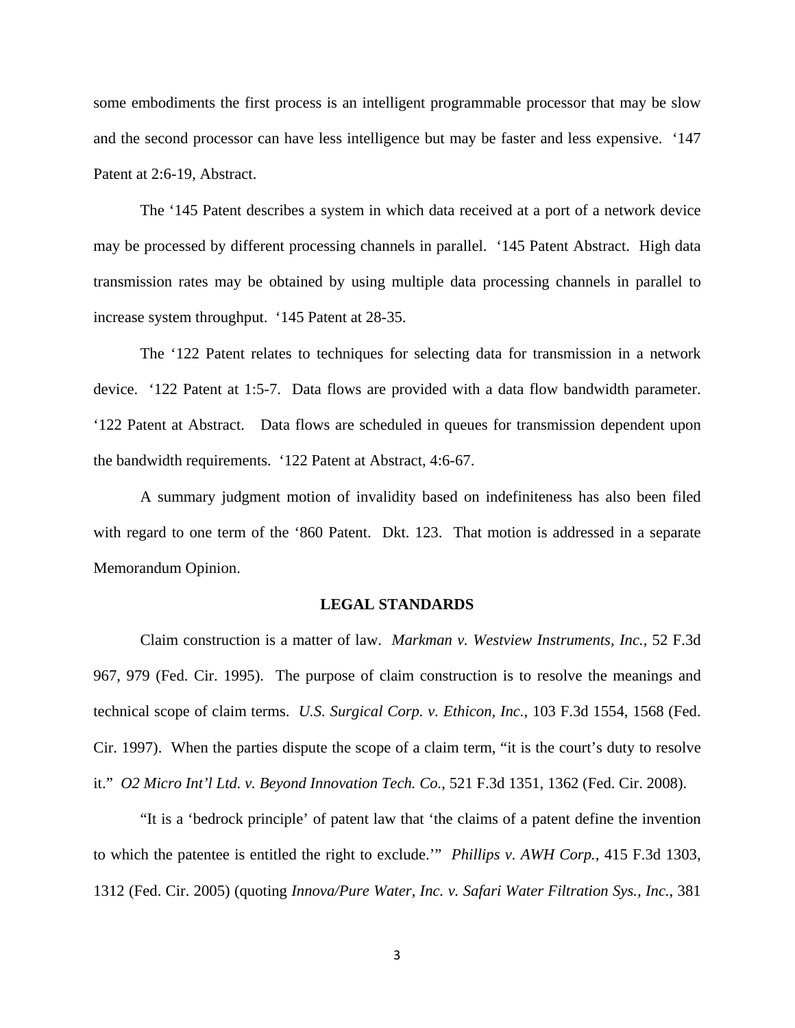some embodiments the first process is an intelligent programmable processor that may be slow and the second processor can have less intelligence but may be faster and less expensive. '147 Patent at 2:6-19, Abstract.

The '145 Patent describes a system in which data received at a port of a network device may be processed by different processing channels in parallel. '145 Patent Abstract. High data transmission rates may be obtained by using multiple data processing channels in parallel to increase system throughput. '145 Patent at 28-35.

The '122 Patent relates to techniques for selecting data for transmission in a network device. '122 Patent at 1:5-7. Data flows are provided with a data flow bandwidth parameter. '122 Patent at Abstract. Data flows are scheduled in queues for transmission dependent upon the bandwidth requirements. '122 Patent at Abstract, 4:6-67.

A summary judgment motion of invalidity based on indefiniteness has also been filed with regard to one term of the '860 Patent. Dkt. 123. That motion is addressed in a separate Memorandum Opinion.

## LEGAL STANDARDS

Claim construction is a matter of law. *Markman v. Westview Instruments, Inc.*, 52 F.3d 967, 979 (Fed. Cir. 1995). The purpose of claim construction is to resolve the meanings and technical scope of claim terms. *U.S. Surgical Corp. v. Ethicon, Inc.*, 103 F.3d 1554, 1568 (Fed. Cir. 1997). When the parties dispute the scope of a claim term, "it is the court's duty to resolve it." *O2 Micro Int'l Ltd. v. Beyond Innovation Tech. Co.*, 521 F.3d 1351, 1362 (Fed. Cir. 2008).

"It is a 'bedrock principle' of patent law that 'the claims of a patent define the invention to which the patentee is entitled the right to exclude.'" *Phillips v. AWH Corp.*, 415 F.3d 1303, 1312 (Fed. Cir. 2005) (quoting *Innova/Pure Water, Inc. v. Safari Water Filtration Sys., Inc.*, 381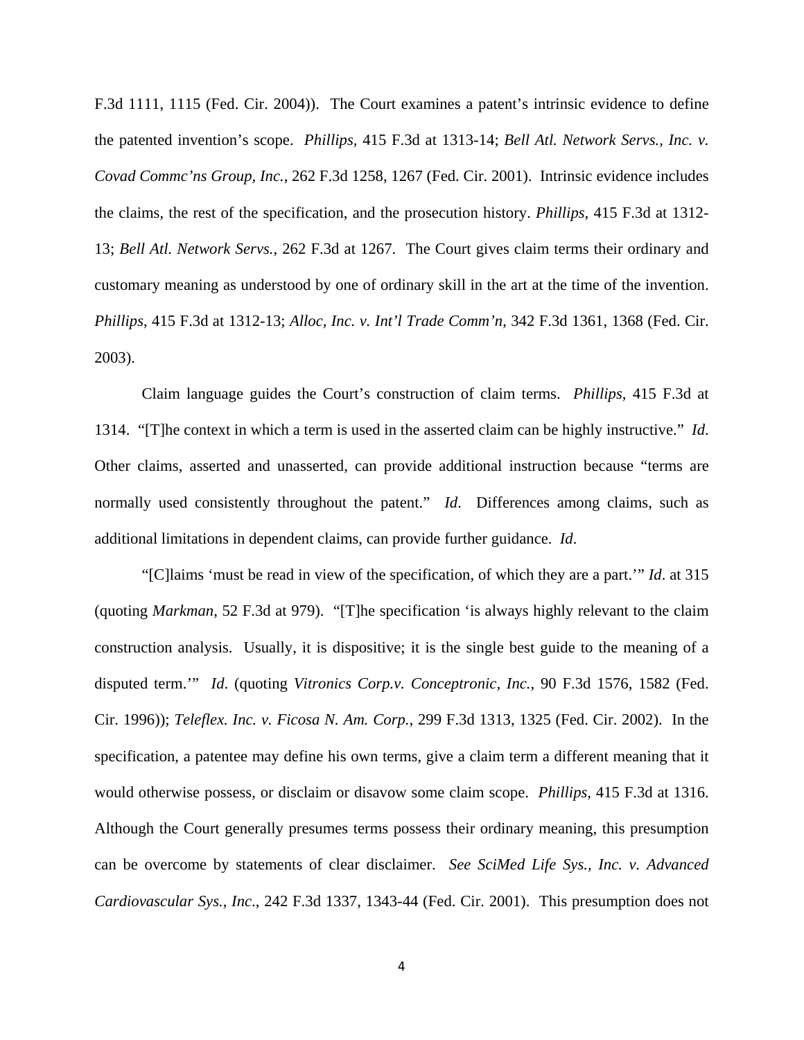F.3d 1111, 1115 (Fed. Cir. 2004)). The Court examines a patent's intrinsic evidence to define the patented invention's scope. *Phillips*, 415 F.3d at 1313-14; *Bell Atl. Network Servs., Inc. v. Covad Commc'ns Group, Inc.*, 262 F.3d 1258, 1267 (Fed. Cir. 2001). Intrinsic evidence includes the claims, the rest of the specification, and the prosecution history. *Phillips*, 415 F.3d at 1312-13; *Bell Atl. Network Servs.*, 262 F.3d at 1267. The Court gives claim terms their ordinary and customary meaning as understood by one of ordinary skill in the art at the time of the invention. *Phillips*, 415 F.3d at 1312-13; *Alloc, Inc. v. Int'l Trade Comm'n*, 342 F.3d 1361, 1368 (Fed. Cir. 2003).

Claim language guides the Court's construction of claim terms. *Phillips*, 415 F.3d at 1314. "[T]he context in which a term is used in the asserted claim can be highly instructive." *Id*. Other claims, asserted and unasserted, can provide additional instruction because "terms are normally used consistently throughout the patent." *Id*. Differences among claims, such as additional limitations in dependent claims, can provide further guidance. *Id*.

"[C]laims 'must be read in view of the specification, of which they are a part.'" *Id*. at 315 (quoting *Markman*, 52 F.3d at 979). "[T]he specification 'is always highly relevant to the claim construction analysis. Usually, it is dispositive; it is the single best guide to the meaning of a disputed term.'" *Id*. (quoting *Vitronics Corp.v. Conceptronic, Inc.*, 90 F.3d 1576, 1582 (Fed. Cir. 1996)); *Teleflex. Inc. v. Ficosa N. Am. Corp.*, 299 F.3d 1313, 1325 (Fed. Cir. 2002). In the specification, a patentee may define his own terms, give a claim term a different meaning that it would otherwise possess, or disclaim or disavow some claim scope. *Phillips*, 415 F.3d at 1316. Although the Court generally presumes terms possess their ordinary meaning, this presumption can be overcome by statements of clear disclaimer. *See SciMed Life Sys., Inc. v. Advanced Cardiovascular Sys., Inc*., 242 F.3d 1337, 1343-44 (Fed. Cir. 2001). This presumption does not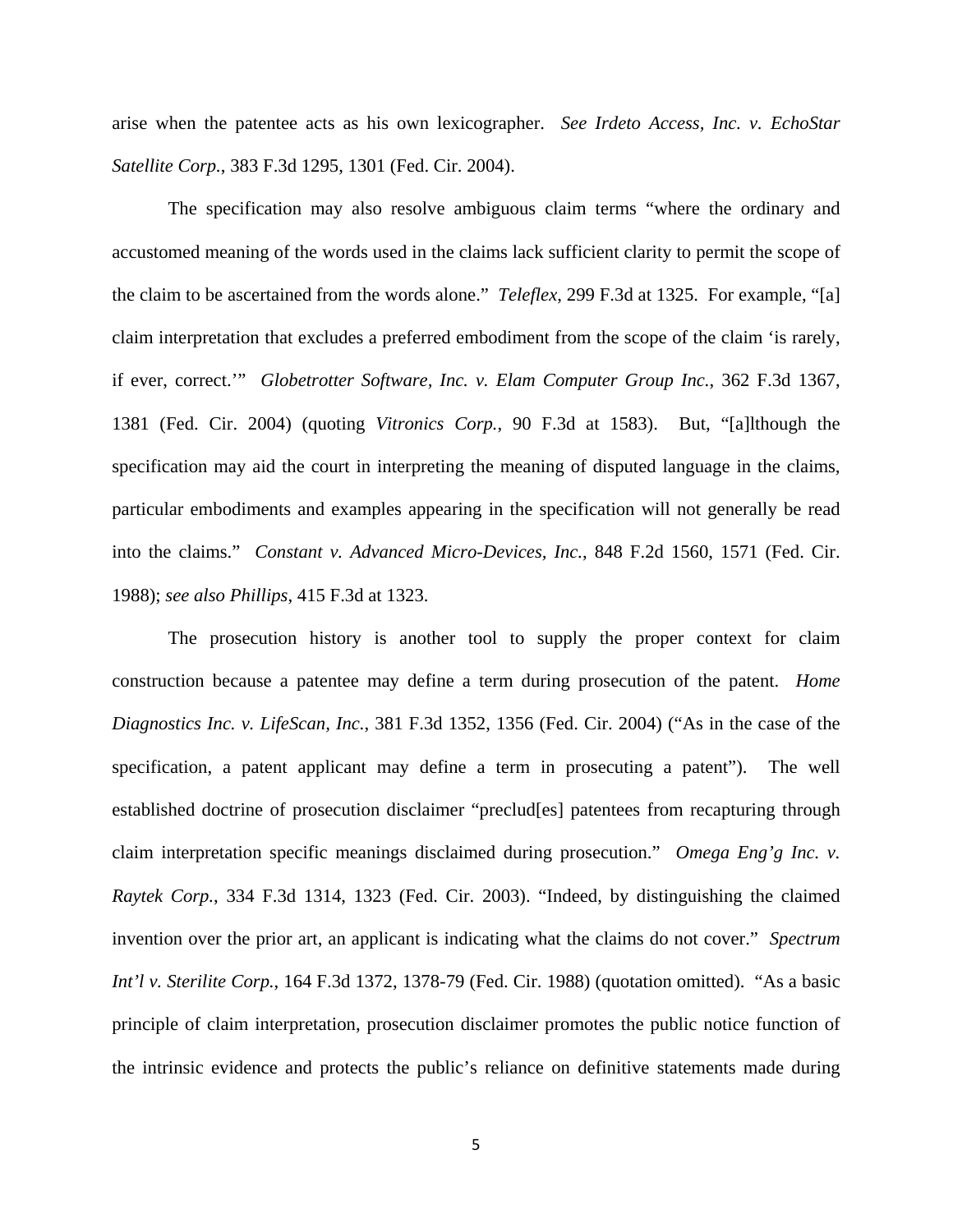arise when the patentee acts as his own lexicographer. *See Irdeto Access, Inc. v. EchoStar Satellite Corp.*, 383 F.3d 1295, 1301 (Fed. Cir. 2004).

The specification may also resolve ambiguous claim terms "where the ordinary and accustomed meaning of the words used in the claims lack sufficient clarity to permit the scope of the claim to be ascertained from the words alone." *Teleflex*, 299 F.3d at 1325. For example, "[a] claim interpretation that excludes a preferred embodiment from the scope of the claim 'is rarely, if ever, correct.'" *Globetrotter Software, Inc. v. Elam Computer Group Inc.*, 362 F.3d 1367, 1381 (Fed. Cir. 2004) (quoting *Vitronics Corp.*, 90 F.3d at 1583). But, "[a]lthough the specification may aid the court in interpreting the meaning of disputed language in the claims, particular embodiments and examples appearing in the specification will not generally be read into the claims." *Constant v. Advanced Micro-Devices, Inc.*, 848 F.2d 1560, 1571 (Fed. Cir. 1988); *see also Phillips*, 415 F.3d at 1323.

The prosecution history is another tool to supply the proper context for claim construction because a patentee may define a term during prosecution of the patent. *Home Diagnostics Inc. v. LifeScan, Inc.*, 381 F.3d 1352, 1356 (Fed. Cir. 2004) ("As in the case of the specification, a patent applicant may define a term in prosecuting a patent"). The well established doctrine of prosecution disclaimer "preclud[es] patentees from recapturing through claim interpretation specific meanings disclaimed during prosecution." *Omega Eng'g Inc. v. Raytek Corp.*, 334 F.3d 1314, 1323 (Fed. Cir. 2003). "Indeed, by distinguishing the claimed invention over the prior art, an applicant is indicating what the claims do not cover." *Spectrum Int'l v. Sterilite Corp.*, 164 F.3d 1372, 1378-79 (Fed. Cir. 1988) (quotation omitted). "As a basic principle of claim interpretation, prosecution disclaimer promotes the public notice function of the intrinsic evidence and protects the public's reliance on definitive statements made during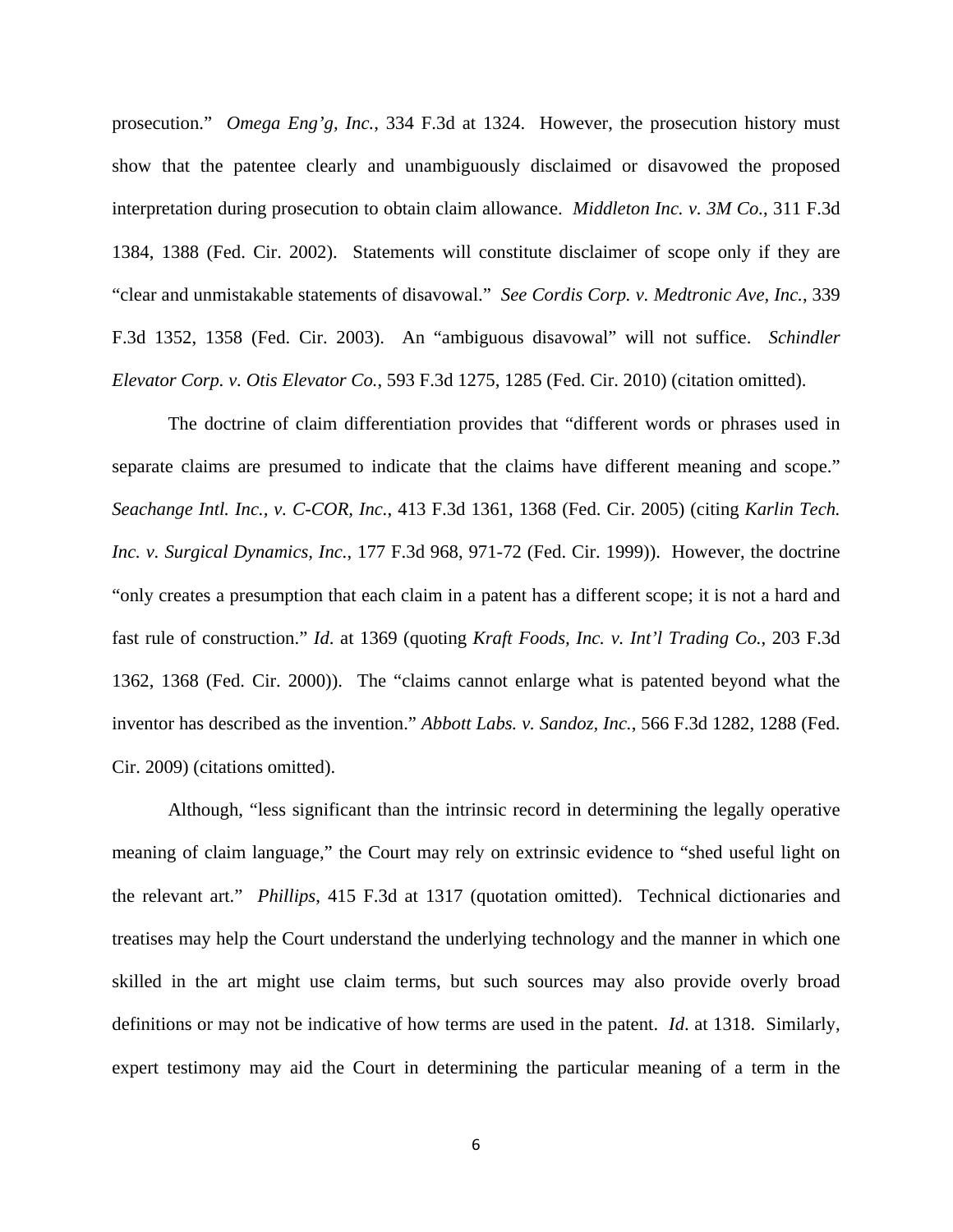prosecution." *Omega Eng'g, Inc.*, 334 F.3d at 1324. However, the prosecution history must show that the patentee clearly and unambiguously disclaimed or disavowed the proposed interpretation during prosecution to obtain claim allowance. *Middleton Inc. v. 3M Co.*, 311 F.3d 1384, 1388 (Fed. Cir. 2002). Statements will constitute disclaimer of scope only if they are "clear and unmistakable statements of disavowal." *See Cordis Corp. v. Medtronic Ave, Inc.*, 339 F.3d 1352, 1358 (Fed. Cir. 2003). An "ambiguous disavowal" will not suffice. *Schindler Elevator Corp. v. Otis Elevator Co.*, 593 F.3d 1275, 1285 (Fed. Cir. 2010) (citation omitted).

The doctrine of claim differentiation provides that "different words or phrases used in separate claims are presumed to indicate that the claims have different meaning and scope." *Seachange Intl. Inc., v. C-COR, Inc.*, 413 F.3d 1361, 1368 (Fed. Cir. 2005) (citing *Karlin Tech. Inc. v. Surgical Dynamics, Inc.*, 177 F.3d 968, 971-72 (Fed. Cir. 1999)). However, the doctrine "only creates a presumption that each claim in a patent has a different scope; it is not a hard and fast rule of construction." *Id*. at 1369 (quoting *Kraft Foods, Inc. v. Int'l Trading Co.*, 203 F.3d 1362, 1368 (Fed. Cir. 2000)). The "claims cannot enlarge what is patented beyond what the inventor has described as the invention." *Abbott Labs. v. Sandoz, Inc.*, 566 F.3d 1282, 1288 (Fed. Cir. 2009) (citations omitted).

Although, "less significant than the intrinsic record in determining the legally operative meaning of claim language," the Court may rely on extrinsic evidence to "shed useful light on the relevant art." *Phillips*, 415 F.3d at 1317 (quotation omitted). Technical dictionaries and treatises may help the Court understand the underlying technology and the manner in which one skilled in the art might use claim terms, but such sources may also provide overly broad definitions or may not be indicative of how terms are used in the patent. *Id*. at 1318. Similarly, expert testimony may aid the Court in determining the particular meaning of a term in the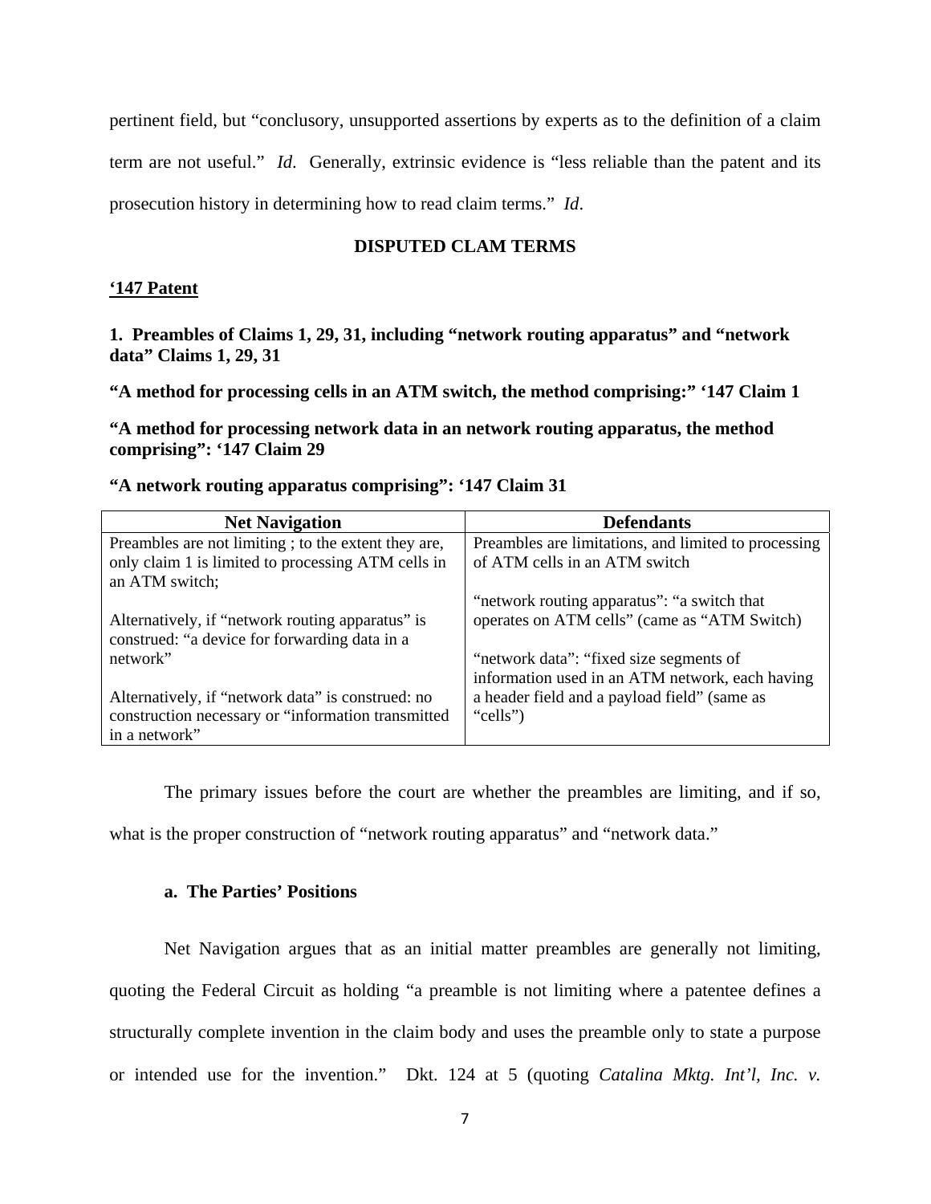pertinent field, but "conclusory, unsupported assertions by experts as to the definition of a claim term are not useful." *Id*. Generally, extrinsic evidence is "less reliable than the patent and its prosecution history in determining how to read claim terms." *Id*.

## DISPUTED CLAM TERMS

**'147 Patent**

**1. Preambles of Claims 1, 29, 31, including "network routing apparatus" and "network data" Claims 1, 29, 31**

**"A method for processing cells in an ATM switch, the method comprising:" '147 Claim 1**

**"A method for processing network data in an network routing apparatus, the method comprising": '147 Claim 29**

**"A network routing apparatus comprising": '147 Claim 31**

| Net Navigation | Defendants |
|---|---|
| Preambles are not limiting ; to the extent they are, only claim 1 is limited to processing ATM cells in an ATM switch;<br><br>Alternatively, if "network routing apparatus" is construed: "a device for forwarding data in a network"<br><br>Alternatively, if "network data" is construed: no construction necessary or "information transmitted in a network" | Preambles are limitations, and limited to processing of ATM cells in an ATM switch<br><br>"network routing apparatus": "a switch that operates on ATM cells" (came as "ATM Switch)<br><br>"network data": "fixed size segments of information used in an ATM network, each having a header field and a payload field" (same as "cells") |

The primary issues before the court are whether the preambles are limiting, and if so, what is the proper construction of "network routing apparatus" and "network data."

### a. The Parties' Positions

Net Navigation argues that as an initial matter preambles are generally not limiting, quoting the Federal Circuit as holding "a preamble is not limiting where a patentee defines a structurally complete invention in the claim body and uses the preamble only to state a purpose or intended use for the invention." Dkt. 124 at 5 (quoting *Catalina Mktg. Int'l, Inc. v.*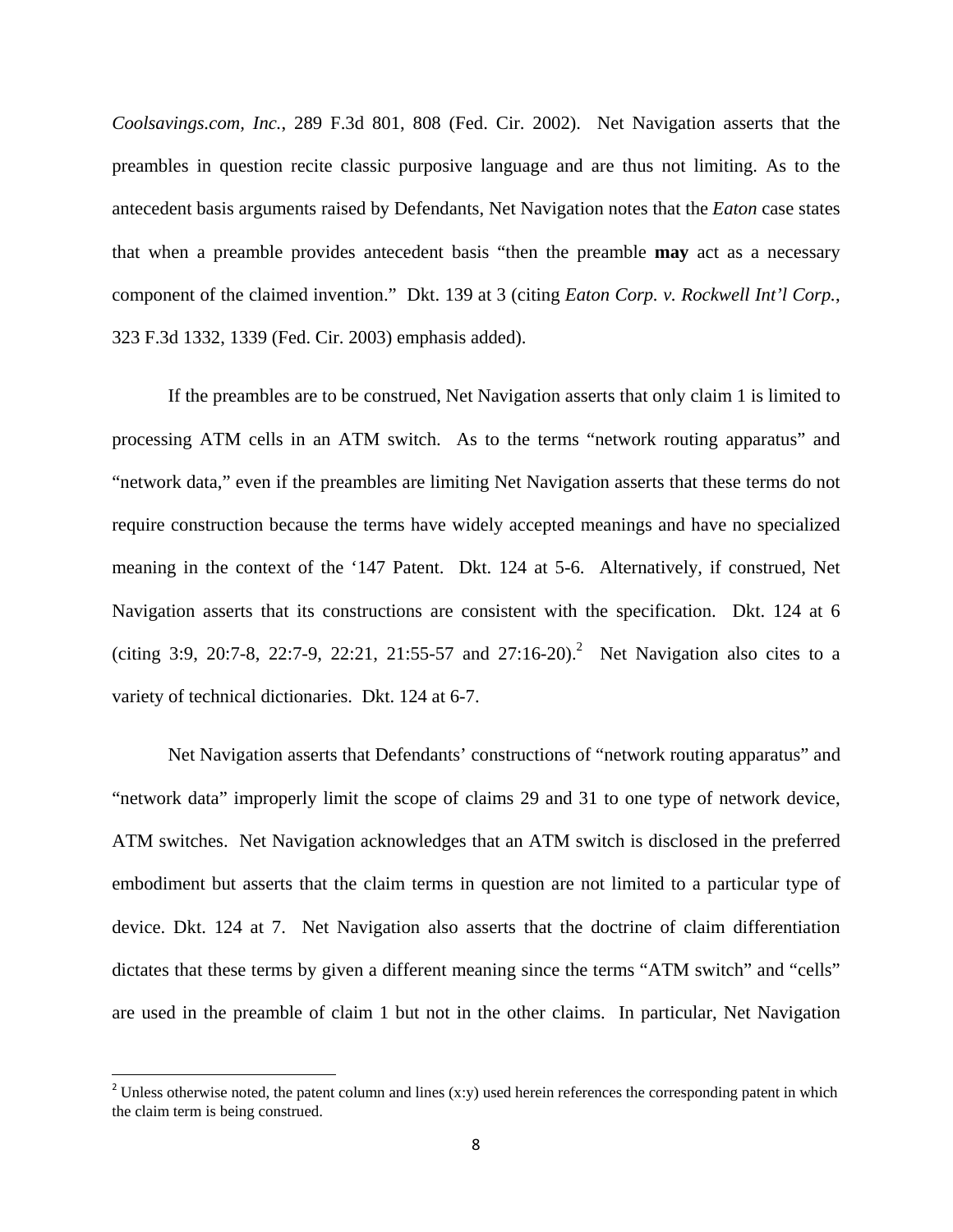*Coolsavings.com, Inc.*, 289 F.3d 801, 808 (Fed. Cir. 2002). Net Navigation asserts that the preambles in question recite classic purposive language and are thus not limiting. As to the antecedent basis arguments raised by Defendants, Net Navigation notes that the *Eaton* case states that when a preamble provides antecedent basis "then the preamble **may** act as a necessary component of the claimed invention." Dkt. 139 at 3 (citing *Eaton Corp. v. Rockwell Int'l Corp.*, 323 F.3d 1332, 1339 (Fed. Cir. 2003) emphasis added).

If the preambles are to be construed, Net Navigation asserts that only claim 1 is limited to processing ATM cells in an ATM switch. As to the terms "network routing apparatus" and "network data," even if the preambles are limiting Net Navigation asserts that these terms do not require construction because the terms have widely accepted meanings and have no specialized meaning in the context of the '147 Patent. Dkt. 124 at 5-6. Alternatively, if construed, Net Navigation asserts that its constructions are consistent with the specification. Dkt. 124 at 6 (citing 3:9, 20:7-8, 22:7-9, 22:21, 21:55-57 and 27:16-20).[2] Net Navigation also cites to a variety of technical dictionaries. Dkt. 124 at 6-7.

Net Navigation asserts that Defendants' constructions of "network routing apparatus" and "network data" improperly limit the scope of claims 29 and 31 to one type of network device, ATM switches. Net Navigation acknowledges that an ATM switch is disclosed in the preferred embodiment but asserts that the claim terms in question are not limited to a particular type of device. Dkt. 124 at 7. Net Navigation also asserts that the doctrine of claim differentiation dictates that these terms by given a different meaning since the terms "ATM switch" and "cells" are used in the preamble of claim 1 but not in the other claims. In particular, Net Navigation

[2] Unless otherwise noted, the patent column and lines (x:y) used herein references the corresponding patent in which the claim term is being construed.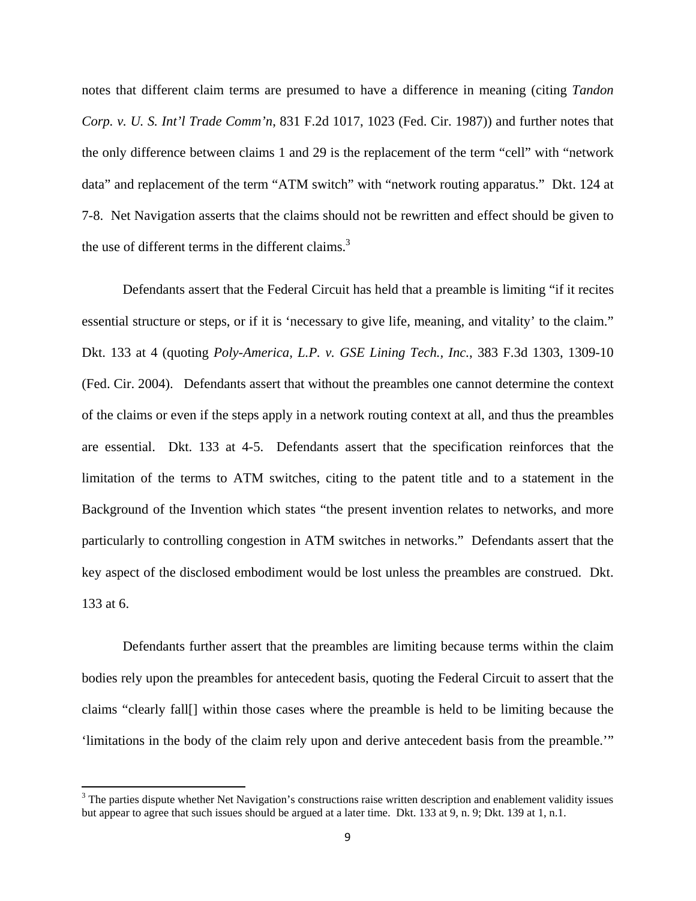notes that different claim terms are presumed to have a difference in meaning (citing *Tandon Corp. v. U. S. Int'l Trade Comm'n*, 831 F.2d 1017, 1023 (Fed. Cir. 1987)) and further notes that the only difference between claims 1 and 29 is the replacement of the term "cell" with "network data" and replacement of the term "ATM switch" with "network routing apparatus." Dkt. 124 at 7-8. Net Navigation asserts that the claims should not be rewritten and effect should be given to the use of different terms in the different claims.[3]

Defendants assert that the Federal Circuit has held that a preamble is limiting "if it recites essential structure or steps, or if it is 'necessary to give life, meaning, and vitality' to the claim." Dkt. 133 at 4 (quoting *Poly-America, L.P. v. GSE Lining Tech., Inc.*, 383 F.3d 1303, 1309-10 (Fed. Cir. 2004). Defendants assert that without the preambles one cannot determine the context of the claims or even if the steps apply in a network routing context at all, and thus the preambles are essential. Dkt. 133 at 4-5. Defendants assert that the specification reinforces that the limitation of the terms to ATM switches, citing to the patent title and to a statement in the Background of the Invention which states "the present invention relates to networks, and more particularly to controlling congestion in ATM switches in networks." Defendants assert that the key aspect of the disclosed embodiment would be lost unless the preambles are construed. Dkt. 133 at 6.

Defendants further assert that the preambles are limiting because terms within the claim bodies rely upon the preambles for antecedent basis, quoting the Federal Circuit to assert that the claims "clearly fall[] within those cases where the preamble is held to be limiting because the 'limitations in the body of the claim rely upon and derive antecedent basis from the preamble.'"

[3] The parties dispute whether Net Navigation's constructions raise written description and enablement validity issues but appear to agree that such issues should be argued at a later time. Dkt. 133 at 9, n. 9; Dkt. 139 at 1, n.1.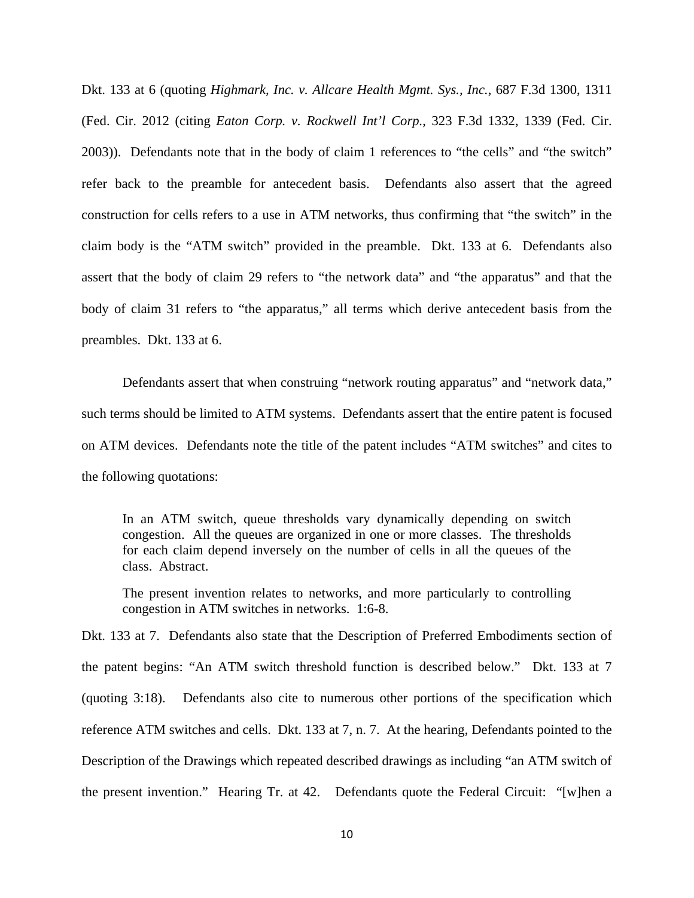Dkt. 133 at 6 (quoting *Highmark, Inc. v. Allcare Health Mgmt. Sys., Inc.*, 687 F.3d 1300, 1311 (Fed. Cir. 2012 (citing *Eaton Corp. v. Rockwell Int'l Corp.*, 323 F.3d 1332, 1339 (Fed. Cir. 2003)). Defendants note that in the body of claim 1 references to "the cells" and "the switch" refer back to the preamble for antecedent basis. Defendants also assert that the agreed construction for cells refers to a use in ATM networks, thus confirming that "the switch" in the claim body is the "ATM switch" provided in the preamble. Dkt. 133 at 6. Defendants also assert that the body of claim 29 refers to "the network data" and "the apparatus" and that the body of claim 31 refers to "the apparatus," all terms which derive antecedent basis from the preambles. Dkt. 133 at 6.

Defendants assert that when construing "network routing apparatus" and "network data," such terms should be limited to ATM systems. Defendants assert that the entire patent is focused on ATM devices. Defendants note the title of the patent includes "ATM switches" and cites to the following quotations:

> In an ATM switch, queue thresholds vary dynamically depending on switch congestion. All the queues are organized in one or more classes. The thresholds for each claim depend inversely on the number of cells in all the queues of the class. Abstract.
>
> The present invention relates to networks, and more particularly to controlling congestion in ATM switches in networks. 1:6-8.

Dkt. 133 at 7. Defendants also state that the Description of Preferred Embodiments section of the patent begins: "An ATM switch threshold function is described below." Dkt. 133 at 7 (quoting 3:18). Defendants also cite to numerous other portions of the specification which reference ATM switches and cells. Dkt. 133 at 7, n. 7. At the hearing, Defendants pointed to the Description of the Drawings which repeated described drawings as including "an ATM switch of the present invention." Hearing Tr. at 42. Defendants quote the Federal Circuit: "[w]hen a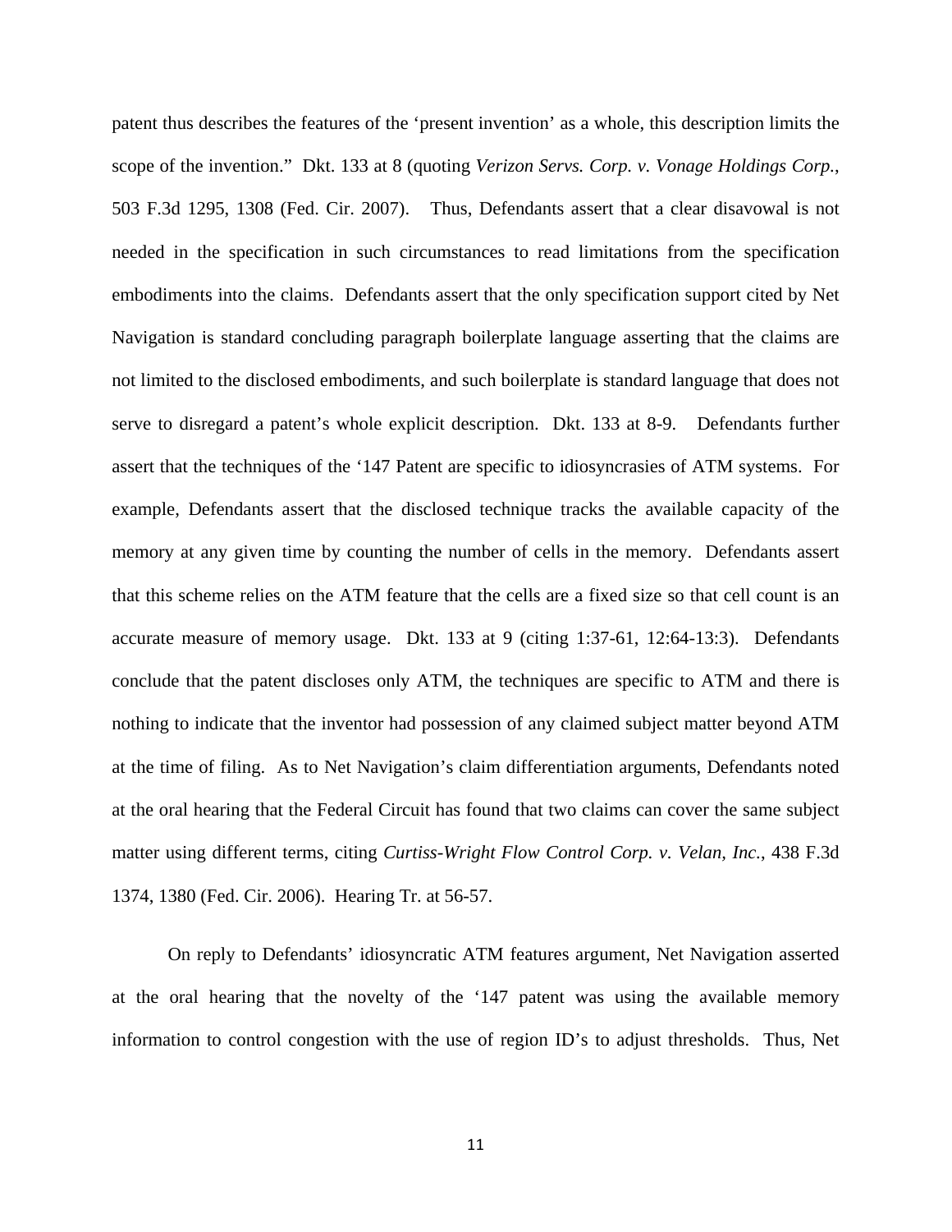patent thus describes the features of the 'present invention' as a whole, this description limits the scope of the invention." Dkt. 133 at 8 (quoting *Verizon Servs. Corp. v. Vonage Holdings Corp.*, 503 F.3d 1295, 1308 (Fed. Cir. 2007). Thus, Defendants assert that a clear disavowal is not needed in the specification in such circumstances to read limitations from the specification embodiments into the claims. Defendants assert that the only specification support cited by Net Navigation is standard concluding paragraph boilerplate language asserting that the claims are not limited to the disclosed embodiments, and such boilerplate is standard language that does not serve to disregard a patent's whole explicit description. Dkt. 133 at 8-9. Defendants further assert that the techniques of the '147 Patent are specific to idiosyncrasies of ATM systems. For example, Defendants assert that the disclosed technique tracks the available capacity of the memory at any given time by counting the number of cells in the memory. Defendants assert that this scheme relies on the ATM feature that the cells are a fixed size so that cell count is an accurate measure of memory usage. Dkt. 133 at 9 (citing 1:37-61, 12:64-13:3). Defendants conclude that the patent discloses only ATM, the techniques are specific to ATM and there is nothing to indicate that the inventor had possession of any claimed subject matter beyond ATM at the time of filing. As to Net Navigation's claim differentiation arguments, Defendants noted at the oral hearing that the Federal Circuit has found that two claims can cover the same subject matter using different terms, citing *Curtiss-Wright Flow Control Corp. v. Velan, Inc.*, 438 F.3d 1374, 1380 (Fed. Cir. 2006). Hearing Tr. at 56-57.

On reply to Defendants' idiosyncratic ATM features argument, Net Navigation asserted at the oral hearing that the novelty of the '147 patent was using the available memory information to control congestion with the use of region ID's to adjust thresholds. Thus, Net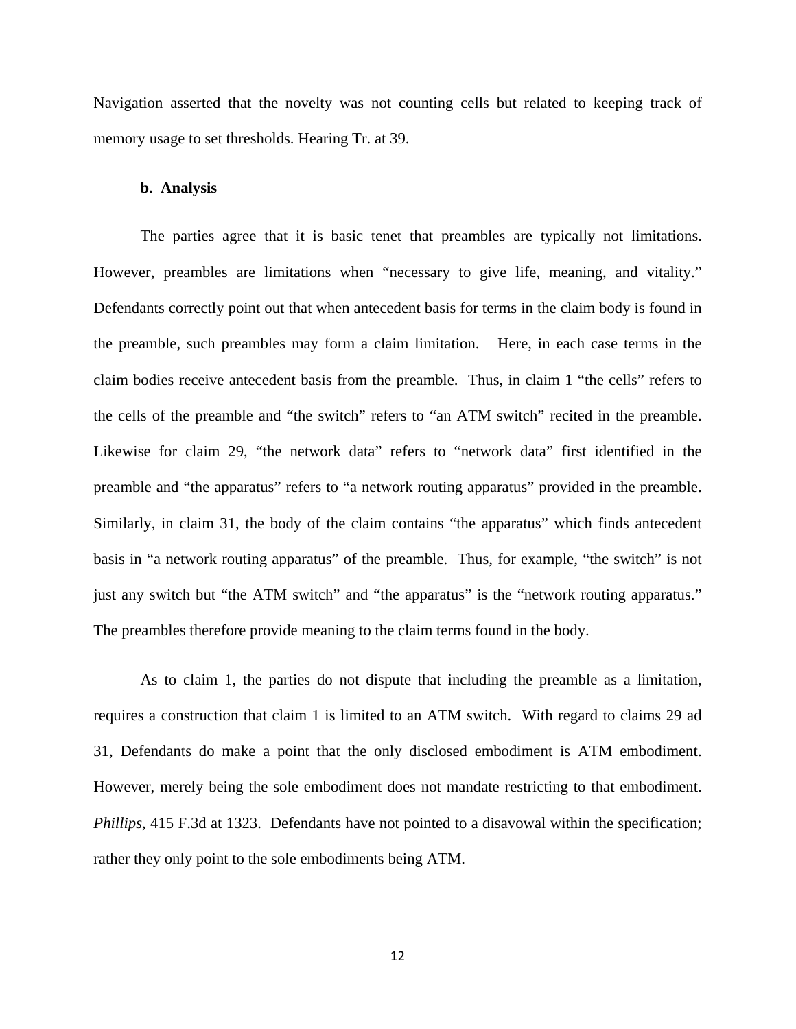Navigation asserted that the novelty was not counting cells but related to keeping track of memory usage to set thresholds. Hearing Tr. at 39.

**b. Analysis**

The parties agree that it is basic tenet that preambles are typically not limitations. However, preambles are limitations when "necessary to give life, meaning, and vitality." Defendants correctly point out that when antecedent basis for terms in the claim body is found in the preamble, such preambles may form a claim limitation. Here, in each case terms in the claim bodies receive antecedent basis from the preamble. Thus, in claim 1 "the cells" refers to the cells of the preamble and "the switch" refers to "an ATM switch" recited in the preamble. Likewise for claim 29, "the network data" refers to "network data" first identified in the preamble and "the apparatus" refers to "a network routing apparatus" provided in the preamble. Similarly, in claim 31, the body of the claim contains "the apparatus" which finds antecedent basis in "a network routing apparatus" of the preamble. Thus, for example, "the switch" is not just any switch but "the ATM switch" and "the apparatus" is the "network routing apparatus." The preambles therefore provide meaning to the claim terms found in the body.

As to claim 1, the parties do not dispute that including the preamble as a limitation, requires a construction that claim 1 is limited to an ATM switch. With regard to claims 29 ad 31, Defendants do make a point that the only disclosed embodiment is ATM embodiment. However, merely being the sole embodiment does not mandate restricting to that embodiment. *Phillips*, 415 F.3d at 1323. Defendants have not pointed to a disavowal within the specification; rather they only point to the sole embodiments being ATM.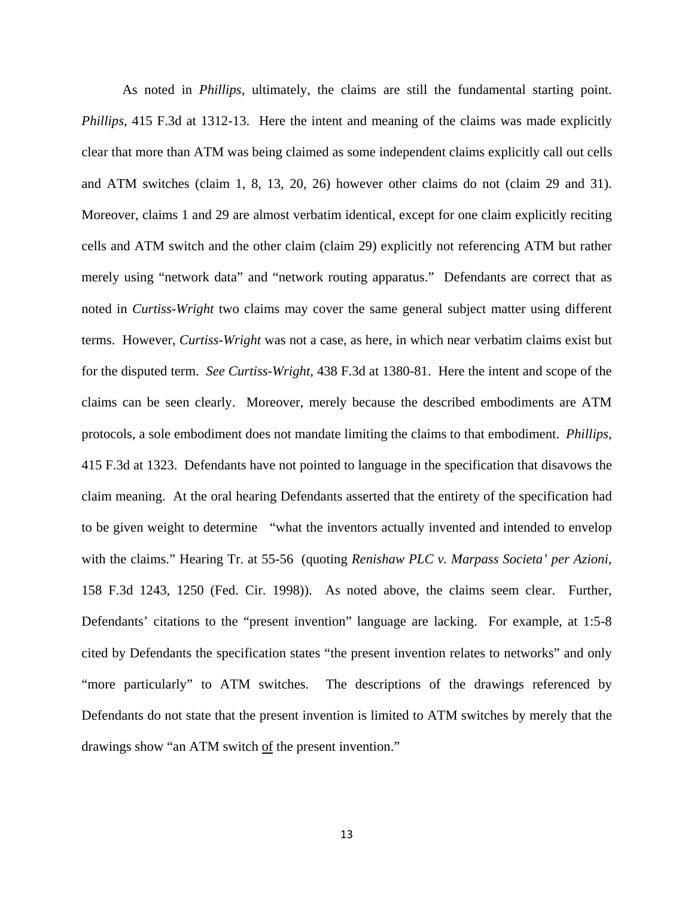As noted in *Phillips*, ultimately, the claims are still the fundamental starting point. *Phillips*, 415 F.3d at 1312-13. Here the intent and meaning of the claims was made explicitly clear that more than ATM was being claimed as some independent claims explicitly call out cells and ATM switches (claim 1, 8, 13, 20, 26) however other claims do not (claim 29 and 31). Moreover, claims 1 and 29 are almost verbatim identical, except for one claim explicitly reciting cells and ATM switch and the other claim (claim 29) explicitly not referencing ATM but rather merely using "network data" and "network routing apparatus." Defendants are correct that as noted in *Curtiss-Wright* two claims may cover the same general subject matter using different terms. However, *Curtiss-Wright* was not a case, as here, in which near verbatim claims exist but for the disputed term. *See Curtiss-Wright*, 438 F.3d at 1380-81. Here the intent and scope of the claims can be seen clearly. Moreover, merely because the described embodiments are ATM protocols, a sole embodiment does not mandate limiting the claims to that embodiment. *Phillips*, 415 F.3d at 1323. Defendants have not pointed to language in the specification that disavows the claim meaning. At the oral hearing Defendants asserted that the entirety of the specification had to be given weight to determine "what the inventors actually invented and intended to envelop with the claims." Hearing Tr. at 55-56 (quoting *Renishaw PLC v. Marpass Societa' per Azioni*, 158 F.3d 1243, 1250 (Fed. Cir. 1998)). As noted above, the claims seem clear. Further, Defendants' citations to the "present invention" language are lacking. For example, at 1:5-8 cited by Defendants the specification states "the present invention relates to networks" and only "more particularly" to ATM switches. The descriptions of the drawings referenced by Defendants do not state that the present invention is limited to ATM switches by merely that the drawings show "an ATM switch <u>of</u> the present invention."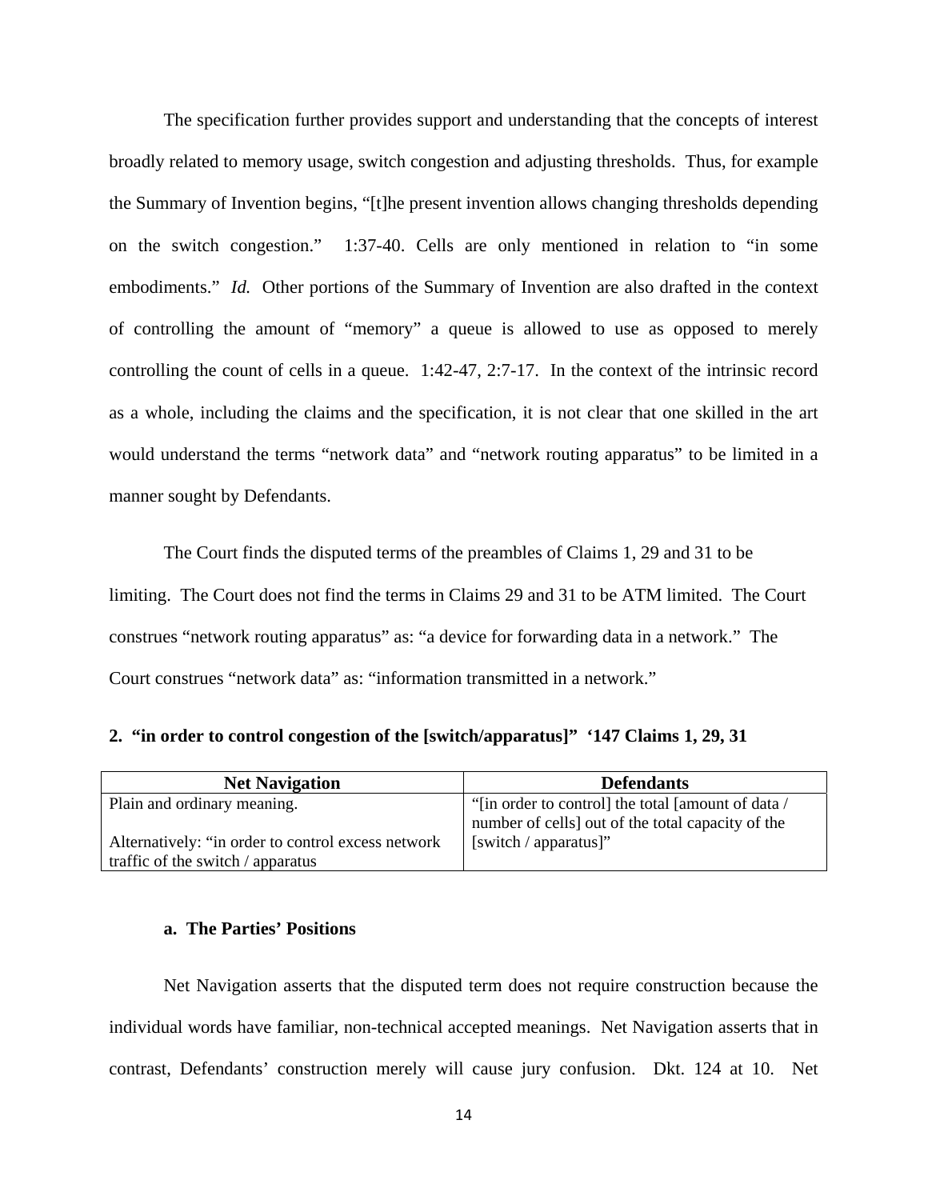The specification further provides support and understanding that the concepts of interest broadly related to memory usage, switch congestion and adjusting thresholds. Thus, for example the Summary of Invention begins, "[t]he present invention allows changing thresholds depending on the switch congestion." 1:37-40. Cells are only mentioned in relation to "in some embodiments." *Id.* Other portions of the Summary of Invention are also drafted in the context of controlling the amount of "memory" a queue is allowed to use as opposed to merely controlling the count of cells in a queue. 1:42-47, 2:7-17. In the context of the intrinsic record as a whole, including the claims and the specification, it is not clear that one skilled in the art would understand the terms "network data" and "network routing apparatus" to be limited in a manner sought by Defendants.

The Court finds the disputed terms of the preambles of Claims 1, 29 and 31 to be limiting. The Court does not find the terms in Claims 29 and 31 to be ATM limited. The Court construes "network routing apparatus" as: "a device for forwarding data in a network." The Court construes "network data" as: "information transmitted in a network."

**2. "in order to control congestion of the [switch/apparatus]" '147 Claims 1, 29, 31**

| Net Navigation | Defendants |
|---|---|
| Plain and ordinary meaning.<br><br>Alternatively: "in order to control excess network traffic of the switch / apparatus | "[in order to control] the total [amount of data / number of cells] out of the total capacity of the [switch / apparatus]" |

**a. The Parties' Positions**

Net Navigation asserts that the disputed term does not require construction because the individual words have familiar, non-technical accepted meanings. Net Navigation asserts that in contrast, Defendants' construction merely will cause jury confusion. Dkt. 124 at 10. Net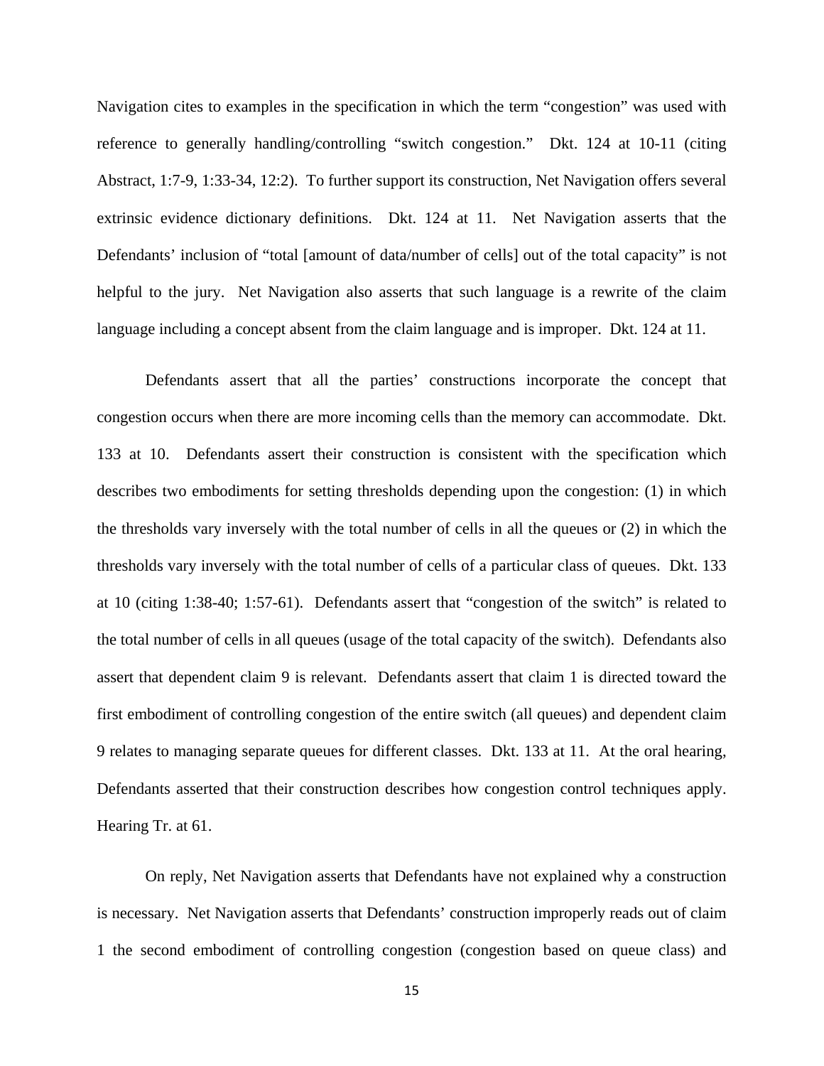Navigation cites to examples in the specification in which the term "congestion" was used with reference to generally handling/controlling "switch congestion." Dkt. 124 at 10-11 (citing Abstract, 1:7-9, 1:33-34, 12:2). To further support its construction, Net Navigation offers several extrinsic evidence dictionary definitions. Dkt. 124 at 11. Net Navigation asserts that the Defendants' inclusion of "total [amount of data/number of cells] out of the total capacity" is not helpful to the jury. Net Navigation also asserts that such language is a rewrite of the claim language including a concept absent from the claim language and is improper. Dkt. 124 at 11.

Defendants assert that all the parties' constructions incorporate the concept that congestion occurs when there are more incoming cells than the memory can accommodate. Dkt. 133 at 10. Defendants assert their construction is consistent with the specification which describes two embodiments for setting thresholds depending upon the congestion: (1) in which the thresholds vary inversely with the total number of cells in all the queues or (2) in which the thresholds vary inversely with the total number of cells of a particular class of queues. Dkt. 133 at 10 (citing 1:38-40; 1:57-61). Defendants assert that "congestion of the switch" is related to the total number of cells in all queues (usage of the total capacity of the switch). Defendants also assert that dependent claim 9 is relevant. Defendants assert that claim 1 is directed toward the first embodiment of controlling congestion of the entire switch (all queues) and dependent claim 9 relates to managing separate queues for different classes. Dkt. 133 at 11. At the oral hearing, Defendants asserted that their construction describes how congestion control techniques apply. Hearing Tr. at 61.

On reply, Net Navigation asserts that Defendants have not explained why a construction is necessary. Net Navigation asserts that Defendants' construction improperly reads out of claim 1 the second embodiment of controlling congestion (congestion based on queue class) and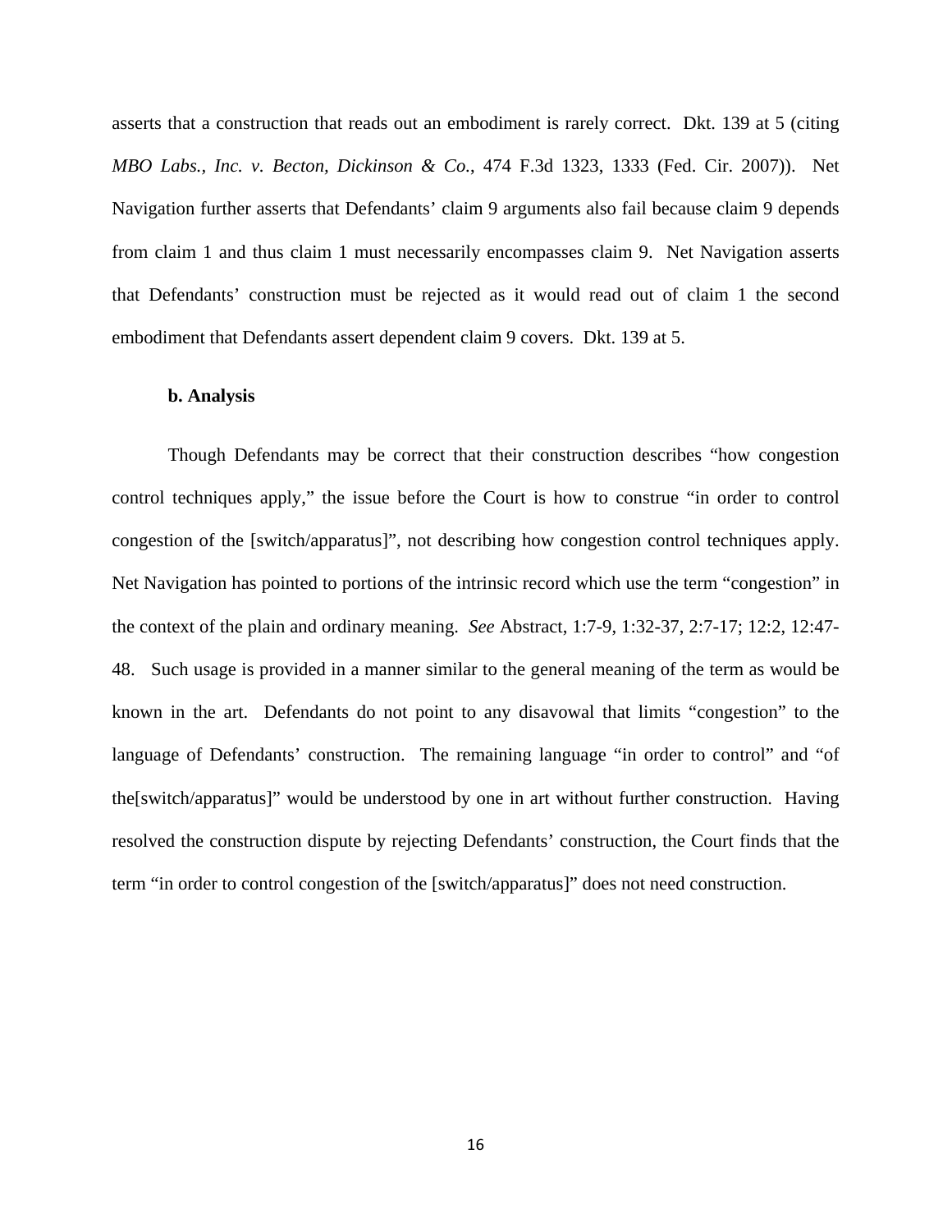asserts that a construction that reads out an embodiment is rarely correct. Dkt. 139 at 5 (citing *MBO Labs., Inc. v. Becton, Dickinson & Co.*, 474 F.3d 1323, 1333 (Fed. Cir. 2007)). Net Navigation further asserts that Defendants' claim 9 arguments also fail because claim 9 depends from claim 1 and thus claim 1 must necessarily encompasses claim 9. Net Navigation asserts that Defendants' construction must be rejected as it would read out of claim 1 the second embodiment that Defendants assert dependent claim 9 covers. Dkt. 139 at 5.

**b. Analysis**

Though Defendants may be correct that their construction describes "how congestion control techniques apply," the issue before the Court is how to construe "in order to control congestion of the [switch/apparatus]", not describing how congestion control techniques apply. Net Navigation has pointed to portions of the intrinsic record which use the term "congestion" in the context of the plain and ordinary meaning. *See* Abstract, 1:7-9, 1:32-37, 2:7-17; 12:2, 12:47-48. Such usage is provided in a manner similar to the general meaning of the term as would be known in the art. Defendants do not point to any disavowal that limits "congestion" to the language of Defendants' construction. The remaining language "in order to control" and "of the[switch/apparatus]" would be understood by one in art without further construction. Having resolved the construction dispute by rejecting Defendants' construction, the Court finds that the term "in order to control congestion of the [switch/apparatus]" does not need construction.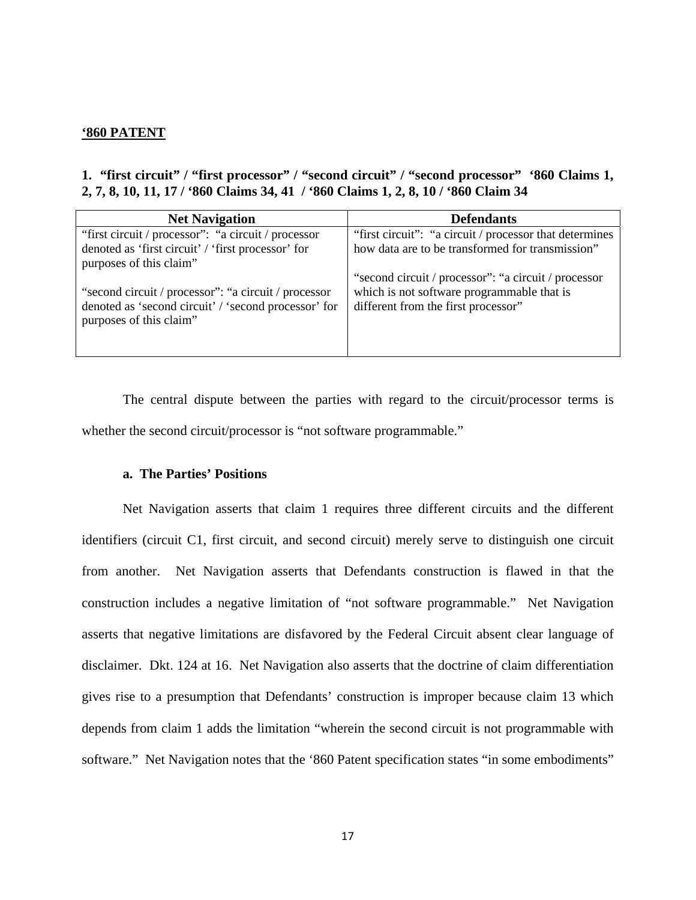**'860 PATENT**

**1. "first circuit" / "first processor" / "second circuit" / "second processor" '860 Claims 1, 2, 7, 8, 10, 11, 17 / '860 Claims 34, 41 / '860 Claims 1, 2, 8, 10 / '860 Claim 34**

| Net Navigation | Defendants |
|---|---|
| "first circuit / processor": "a circuit / processor denoted as 'first circuit' / 'first processor' for purposes of this claim"<br><br>"second circuit / processor": "a circuit / processor denoted as 'second circuit' / 'second processor' for purposes of this claim" | "first circuit": "a circuit / processor that determines how data are to be transformed for transmission"<br><br>"second circuit / processor": "a circuit / processor which is not software programmable that is different from the first processor" |

The central dispute between the parties with regard to the circuit/processor terms is whether the second circuit/processor is "not software programmable."

**a. The Parties' Positions**

Net Navigation asserts that claim 1 requires three different circuits and the different identifiers (circuit C1, first circuit, and second circuit) merely serve to distinguish one circuit from another. Net Navigation asserts that Defendants construction is flawed in that the construction includes a negative limitation of "not software programmable." Net Navigation asserts that negative limitations are disfavored by the Federal Circuit absent clear language of disclaimer. Dkt. 124 at 16. Net Navigation also asserts that the doctrine of claim differentiation gives rise to a presumption that Defendants' construction is improper because claim 13 which depends from claim 1 adds the limitation "wherein the second circuit is not programmable with software." Net Navigation notes that the '860 Patent specification states "in some embodiments"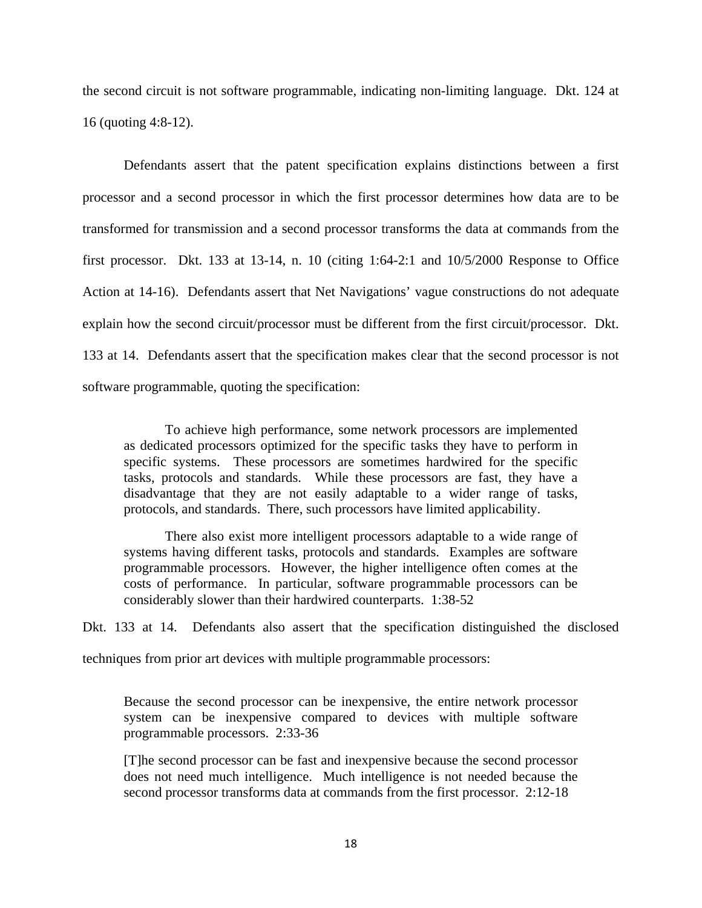the second circuit is not software programmable, indicating non-limiting language. Dkt. 124 at 16 (quoting 4:8-12).

Defendants assert that the patent specification explains distinctions between a first processor and a second processor in which the first processor determines how data are to be transformed for transmission and a second processor transforms the data at commands from the first processor. Dkt. 133 at 13-14, n. 10 (citing 1:64-2:1 and 10/5/2000 Response to Office Action at 14-16). Defendants assert that Net Navigations' vague constructions do not adequate explain how the second circuit/processor must be different from the first circuit/processor. Dkt. 133 at 14. Defendants assert that the specification makes clear that the second processor is not software programmable, quoting the specification:

> To achieve high performance, some network processors are implemented as dedicated processors optimized for the specific tasks they have to perform in specific systems. These processors are sometimes hardwired for the specific tasks, protocols and standards. While these processors are fast, they have a disadvantage that they are not easily adaptable to a wider range of tasks, protocols, and standards. There, such processors have limited applicability.
>
> There also exist more intelligent processors adaptable to a wide range of systems having different tasks, protocols and standards. Examples are software programmable processors. However, the higher intelligence often comes at the costs of performance. In particular, software programmable processors can be considerably slower than their hardwired counterparts. 1:38-52

Dkt. 133 at 14. Defendants also assert that the specification distinguished the disclosed techniques from prior art devices with multiple programmable processors:

> Because the second processor can be inexpensive, the entire network processor system can be inexpensive compared to devices with multiple software programmable processors. 2:33-36
>
> [T]he second processor can be fast and inexpensive because the second processor does not need much intelligence. Much intelligence is not needed because the second processor transforms data at commands from the first processor. 2:12-18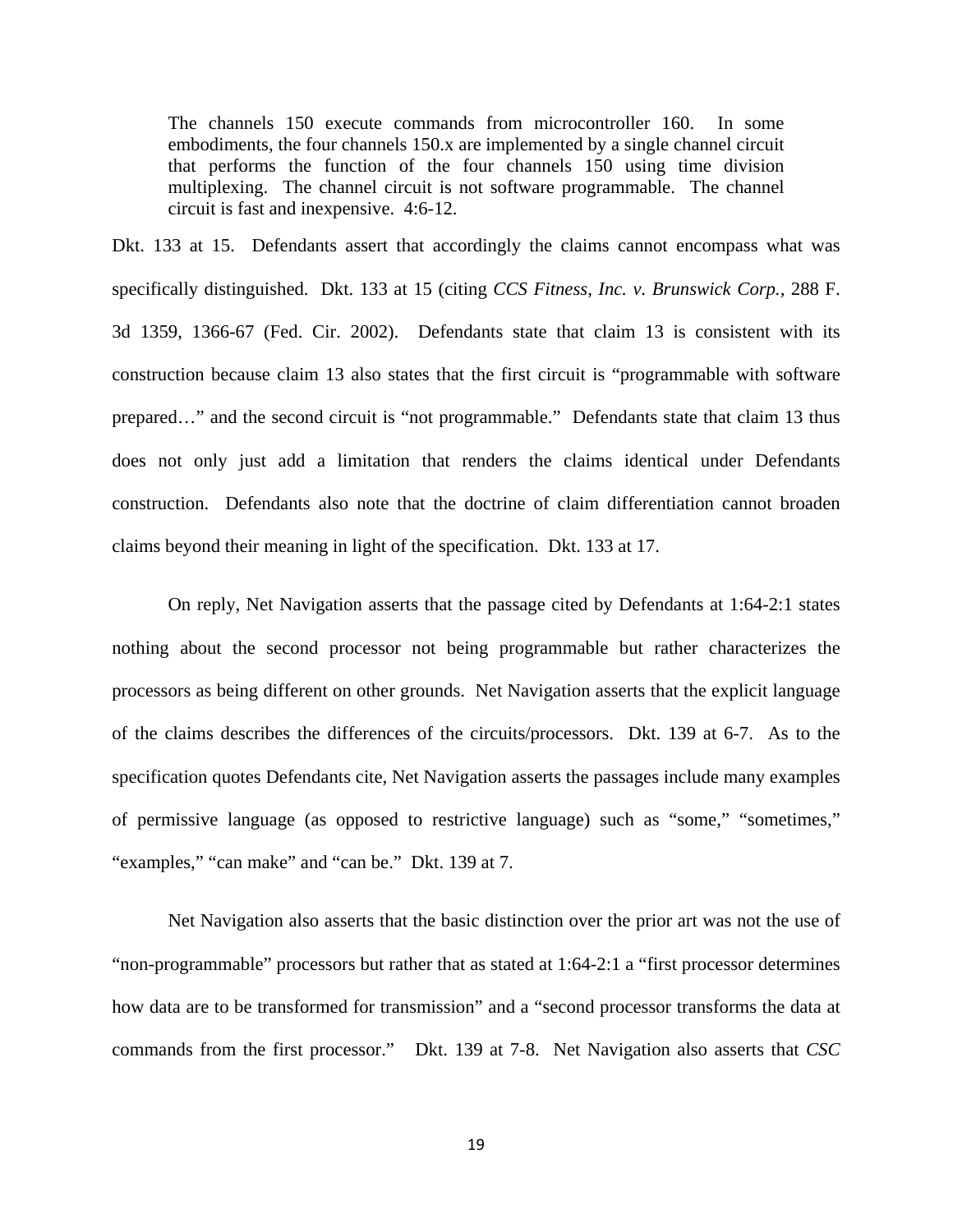> The channels 150 execute commands from microcontroller 160. In some embodiments, the four channels 150.x are implemented by a single channel circuit that performs the function of the four channels 150 using time division multiplexing. The channel circuit is not software programmable. The channel circuit is fast and inexpensive. 4:6-12.

Dkt. 133 at 15. Defendants assert that accordingly the claims cannot encompass what was specifically distinguished. Dkt. 133 at 15 (citing *CCS Fitness, Inc. v. Brunswick Corp.*, 288 F. 3d 1359, 1366-67 (Fed. Cir. 2002). Defendants state that claim 13 is consistent with its construction because claim 13 also states that the first circuit is "programmable with software prepared…" and the second circuit is "not programmable." Defendants state that claim 13 thus does not only just add a limitation that renders the claims identical under Defendants construction. Defendants also note that the doctrine of claim differentiation cannot broaden claims beyond their meaning in light of the specification. Dkt. 133 at 17.

On reply, Net Navigation asserts that the passage cited by Defendants at 1:64-2:1 states nothing about the second processor not being programmable but rather characterizes the processors as being different on other grounds. Net Navigation asserts that the explicit language of the claims describes the differences of the circuits/processors. Dkt. 139 at 6-7. As to the specification quotes Defendants cite, Net Navigation asserts the passages include many examples of permissive language (as opposed to restrictive language) such as "some," "sometimes," "examples," "can make" and "can be." Dkt. 139 at 7.

Net Navigation also asserts that the basic distinction over the prior art was not the use of "non-programmable" processors but rather that as stated at 1:64-2:1 a "first processor determines how data are to be transformed for transmission" and a "second processor transforms the data at commands from the first processor." Dkt. 139 at 7-8. Net Navigation also asserts that *CSC*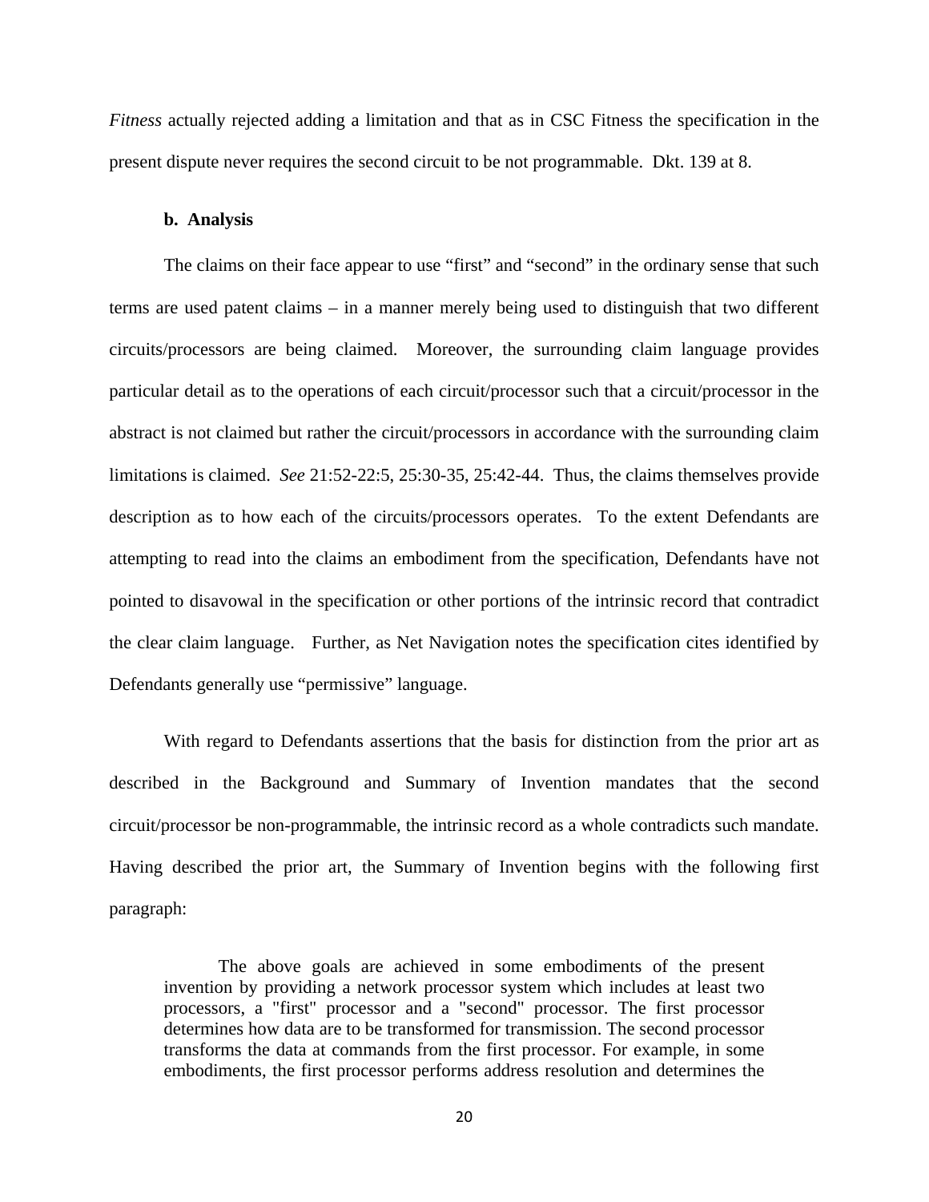*Fitness* actually rejected adding a limitation and that as in CSC Fitness the specification in the present dispute never requires the second circuit to be not programmable. Dkt. 139 at 8.

**b. Analysis**

The claims on their face appear to use "first" and "second" in the ordinary sense that such terms are used patent claims – in a manner merely being used to distinguish that two different circuits/processors are being claimed. Moreover, the surrounding claim language provides particular detail as to the operations of each circuit/processor such that a circuit/processor in the abstract is not claimed but rather the circuit/processors in accordance with the surrounding claim limitations is claimed. *See* 21:52-22:5, 25:30-35, 25:42-44. Thus, the claims themselves provide description as to how each of the circuits/processors operates. To the extent Defendants are attempting to read into the claims an embodiment from the specification, Defendants have not pointed to disavowal in the specification or other portions of the intrinsic record that contradict the clear claim language. Further, as Net Navigation notes the specification cites identified by Defendants generally use "permissive" language.

With regard to Defendants assertions that the basis for distinction from the prior art as described in the Background and Summary of Invention mandates that the second circuit/processor be non-programmable, the intrinsic record as a whole contradicts such mandate. Having described the prior art, the Summary of Invention begins with the following first paragraph:

> The above goals are achieved in some embodiments of the present invention by providing a network processor system which includes at least two processors, a "first" processor and a "second" processor. The first processor determines how data are to be transformed for transmission. The second processor transforms the data at commands from the first processor. For example, in some embodiments, the first processor performs address resolution and determines the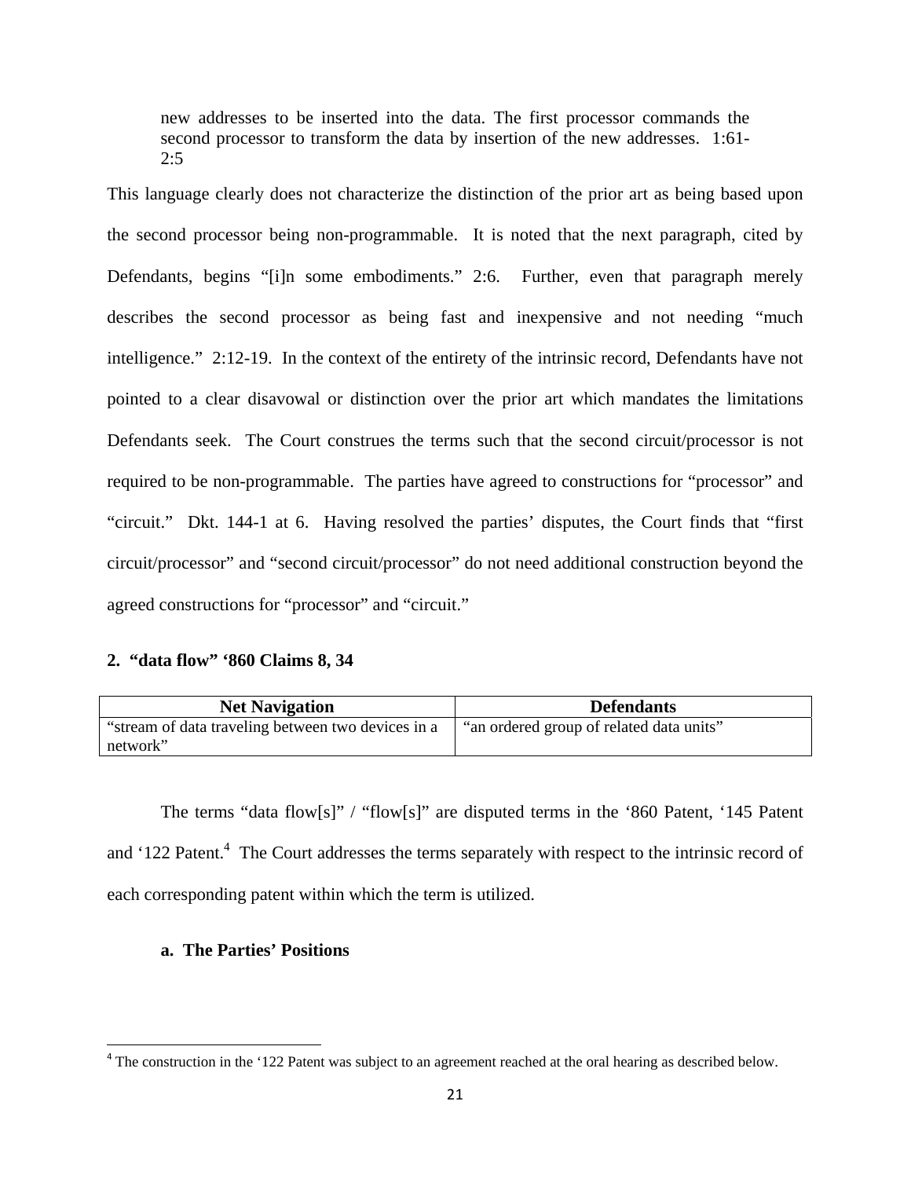> new addresses to be inserted into the data. The first processor commands the second processor to transform the data by insertion of the new addresses. 1:61-2:5

This language clearly does not characterize the distinction of the prior art as being based upon the second processor being non-programmable. It is noted that the next paragraph, cited by Defendants, begins "[i]n some embodiments." 2:6. Further, even that paragraph merely describes the second processor as being fast and inexpensive and not needing "much intelligence." 2:12-19. In the context of the entirety of the intrinsic record, Defendants have not pointed to a clear disavowal or distinction over the prior art which mandates the limitations Defendants seek. The Court construes the terms such that the second circuit/processor is not required to be non-programmable. The parties have agreed to constructions for "processor" and "circuit." Dkt. 144-1 at 6. Having resolved the parties' disputes, the Court finds that "first circuit/processor" and "second circuit/processor" do not need additional construction beyond the agreed constructions for "processor" and "circuit."

### 2. "data flow" '860 Claims 8, 34

| Net Navigation | Defendants |
|---|---|
| "stream of data traveling between two devices in a network" | "an ordered group of related data units" |

The terms "data flow[s]" / "flow[s]" are disputed terms in the '860 Patent, '145 Patent and '122 Patent.[4] The Court addresses the terms separately with respect to the intrinsic record of each corresponding patent within which the term is utilized.

#### a. The Parties' Positions

[4] The construction in the '122 Patent was subject to an agreement reached at the oral hearing as described below.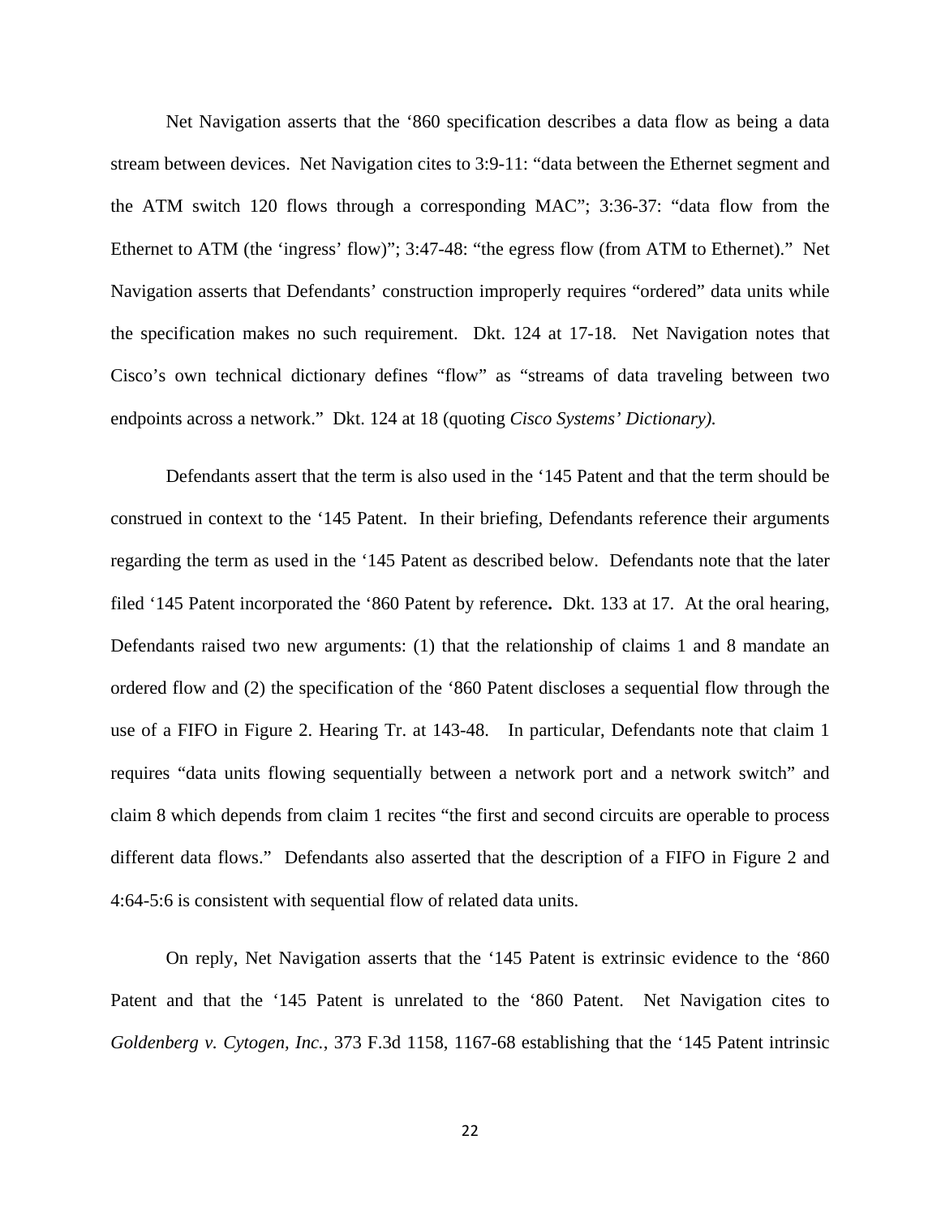Net Navigation asserts that the '860 specification describes a data flow as being a data stream between devices. Net Navigation cites to 3:9-11: "data between the Ethernet segment and the ATM switch 120 flows through a corresponding MAC"; 3:36-37: "data flow from the Ethernet to ATM (the 'ingress' flow)"; 3:47-48: "the egress flow (from ATM to Ethernet)." Net Navigation asserts that Defendants' construction improperly requires "ordered" data units while the specification makes no such requirement. Dkt. 124 at 17-18. Net Navigation notes that Cisco's own technical dictionary defines "flow" as "streams of data traveling between two endpoints across a network." Dkt. 124 at 18 (quoting *Cisco Systems' Dictionary).*

Defendants assert that the term is also used in the '145 Patent and that the term should be construed in context to the '145 Patent. In their briefing, Defendants reference their arguments regarding the term as used in the '145 Patent as described below. Defendants note that the later filed '145 Patent incorporated the '860 Patent by reference**.** Dkt. 133 at 17. At the oral hearing, Defendants raised two new arguments: (1) that the relationship of claims 1 and 8 mandate an ordered flow and (2) the specification of the '860 Patent discloses a sequential flow through the use of a FIFO in Figure 2. Hearing Tr. at 143-48. In particular, Defendants note that claim 1 requires "data units flowing sequentially between a network port and a network switch" and claim 8 which depends from claim 1 recites "the first and second circuits are operable to process different data flows." Defendants also asserted that the description of a FIFO in Figure 2 and 4:64-5:6 is consistent with sequential flow of related data units.

On reply, Net Navigation asserts that the '145 Patent is extrinsic evidence to the '860 Patent and that the '145 Patent is unrelated to the '860 Patent. Net Navigation cites to *Goldenberg v. Cytogen, Inc.*, 373 F.3d 1158, 1167-68 establishing that the '145 Patent intrinsic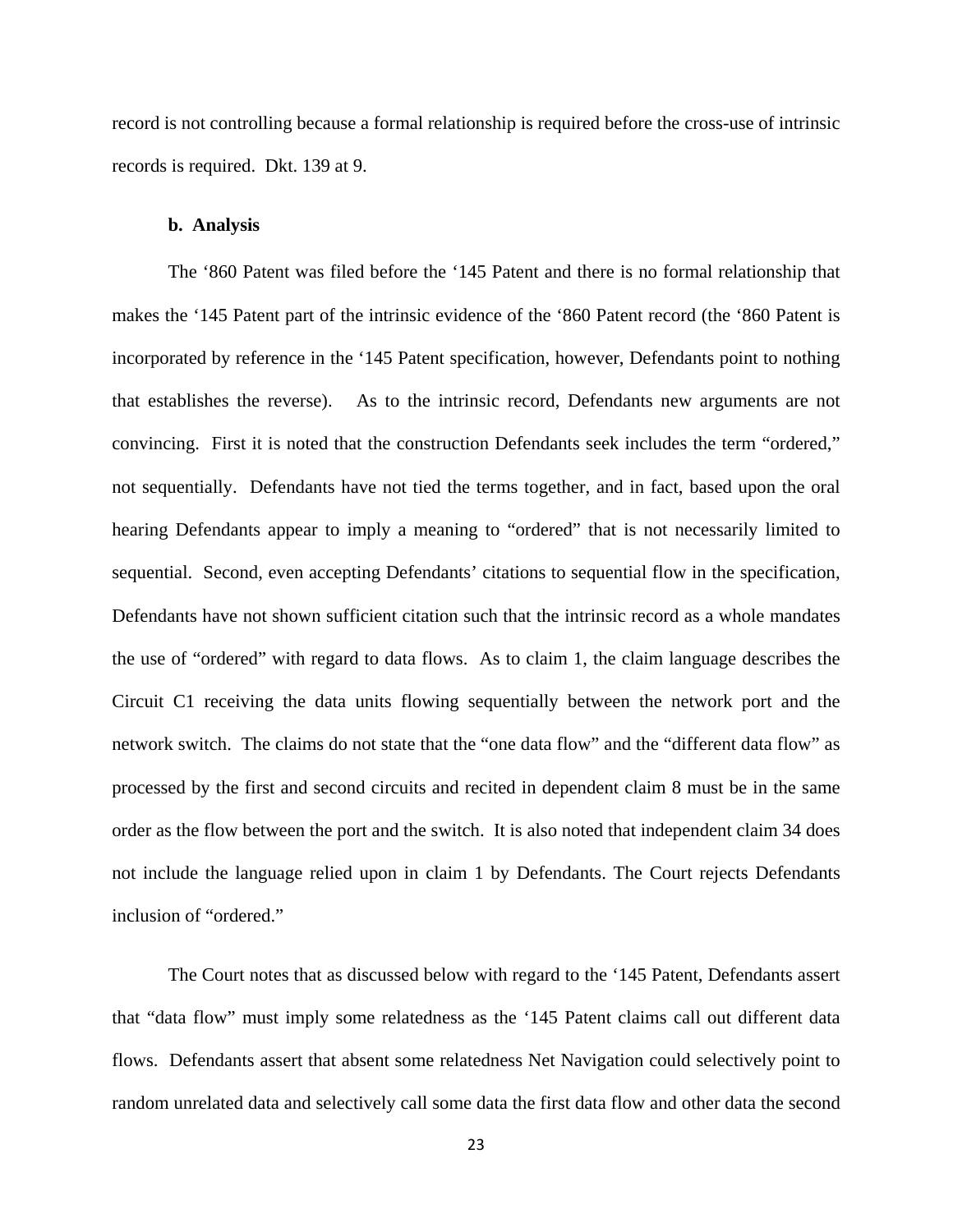record is not controlling because a formal relationship is required before the cross-use of intrinsic records is required. Dkt. 139 at 9.

**b. Analysis**

The '860 Patent was filed before the '145 Patent and there is no formal relationship that makes the '145 Patent part of the intrinsic evidence of the '860 Patent record (the '860 Patent is incorporated by reference in the '145 Patent specification, however, Defendants point to nothing that establishes the reverse). As to the intrinsic record, Defendants new arguments are not convincing. First it is noted that the construction Defendants seek includes the term "ordered," not sequentially. Defendants have not tied the terms together, and in fact, based upon the oral hearing Defendants appear to imply a meaning to "ordered" that is not necessarily limited to sequential. Second, even accepting Defendants' citations to sequential flow in the specification, Defendants have not shown sufficient citation such that the intrinsic record as a whole mandates the use of "ordered" with regard to data flows. As to claim 1, the claim language describes the Circuit C1 receiving the data units flowing sequentially between the network port and the network switch. The claims do not state that the "one data flow" and the "different data flow" as processed by the first and second circuits and recited in dependent claim 8 must be in the same order as the flow between the port and the switch. It is also noted that independent claim 34 does not include the language relied upon in claim 1 by Defendants. The Court rejects Defendants inclusion of "ordered."

The Court notes that as discussed below with regard to the '145 Patent, Defendants assert that "data flow" must imply some relatedness as the '145 Patent claims call out different data flows. Defendants assert that absent some relatedness Net Navigation could selectively point to random unrelated data and selectively call some data the first data flow and other data the second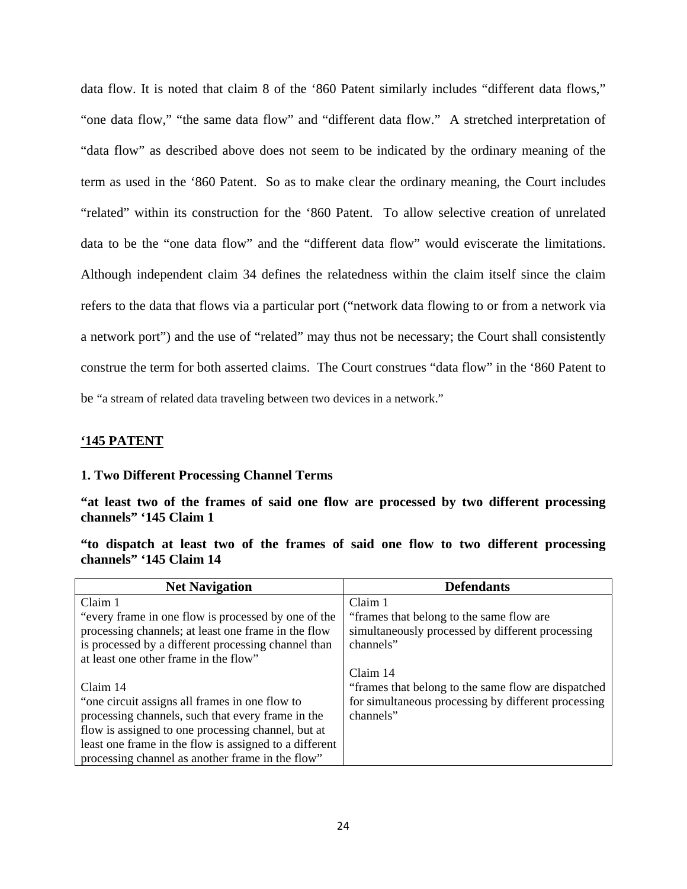data flow. It is noted that claim 8 of the '860 Patent similarly includes "different data flows," "one data flow," "the same data flow" and "different data flow." A stretched interpretation of "data flow" as described above does not seem to be indicated by the ordinary meaning of the term as used in the '860 Patent. So as to make clear the ordinary meaning, the Court includes "related" within its construction for the '860 Patent. To allow selective creation of unrelated data to be the "one data flow" and the "different data flow" would eviscerate the limitations. Although independent claim 34 defines the relatedness within the claim itself since the claim refers to the data that flows via a particular port ("network data flowing to or from a network via a network port") and the use of "related" may thus not be necessary; the Court shall consistently construe the term for both asserted claims. The Court construes "data flow" in the '860 Patent to be "a stream of related data traveling between two devices in a network."

## '145 PATENT

### 1. Two Different Processing Channel Terms

**"at least two of the frames of said one flow are processed by two different processing channels" '145 Claim 1**

**"to dispatch at least two of the frames of said one flow to two different processing channels" '145 Claim 14**

| Net Navigation | Defendants |
|---|---|
| Claim 1<br>"every frame in one flow is processed by one of the processing channels; at least one frame in the flow is processed by a different processing channel than at least one other frame in the flow"<br><br>Claim 14<br>"one circuit assigns all frames in one flow to processing channels, such that every frame in the flow is assigned to one processing channel, but at least one frame in the flow is assigned to a different processing channel as another frame in the flow" | Claim 1<br>"frames that belong to the same flow are simultaneously processed by different processing channels"<br><br>Claim 14<br>"frames that belong to the same flow are dispatched for simultaneous processing by different processing channels" |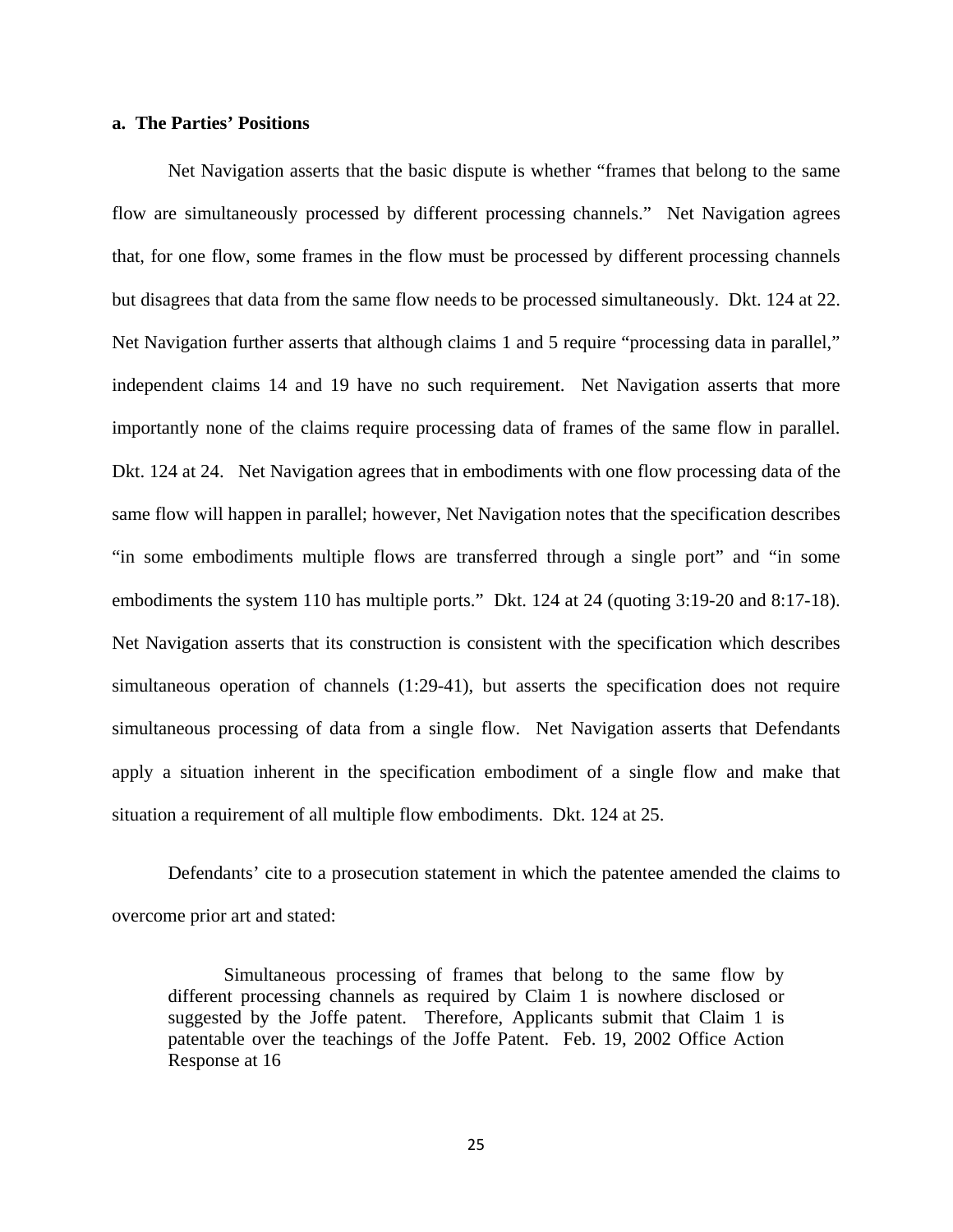**a. The Parties' Positions**

Net Navigation asserts that the basic dispute is whether "frames that belong to the same flow are simultaneously processed by different processing channels." Net Navigation agrees that, for one flow, some frames in the flow must be processed by different processing channels but disagrees that data from the same flow needs to be processed simultaneously. Dkt. 124 at 22. Net Navigation further asserts that although claims 1 and 5 require "processing data in parallel," independent claims 14 and 19 have no such requirement. Net Navigation asserts that more importantly none of the claims require processing data of frames of the same flow in parallel. Dkt. 124 at 24. Net Navigation agrees that in embodiments with one flow processing data of the same flow will happen in parallel; however, Net Navigation notes that the specification describes "in some embodiments multiple flows are transferred through a single port" and "in some embodiments the system 110 has multiple ports." Dkt. 124 at 24 (quoting 3:19-20 and 8:17-18). Net Navigation asserts that its construction is consistent with the specification which describes simultaneous operation of channels (1:29-41), but asserts the specification does not require simultaneous processing of data from a single flow. Net Navigation asserts that Defendants apply a situation inherent in the specification embodiment of a single flow and make that situation a requirement of all multiple flow embodiments. Dkt. 124 at 25.

Defendants' cite to a prosecution statement in which the patentee amended the claims to overcome prior art and stated:

> Simultaneous processing of frames that belong to the same flow by different processing channels as required by Claim 1 is nowhere disclosed or suggested by the Joffe patent. Therefore, Applicants submit that Claim 1 is patentable over the teachings of the Joffe Patent. Feb. 19, 2002 Office Action Response at 16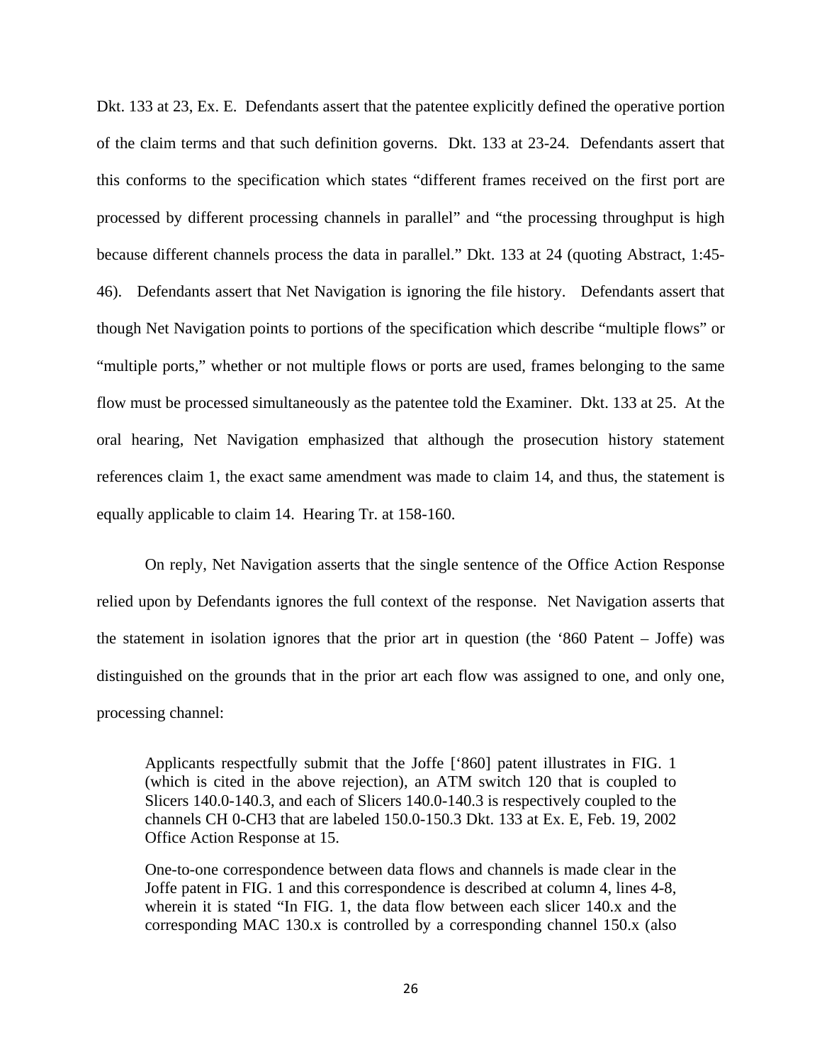Dkt. 133 at 23, Ex. E. Defendants assert that the patentee explicitly defined the operative portion of the claim terms and that such definition governs. Dkt. 133 at 23-24. Defendants assert that this conforms to the specification which states "different frames received on the first port are processed by different processing channels in parallel" and "the processing throughput is high because different channels process the data in parallel." Dkt. 133 at 24 (quoting Abstract, 1:45-46). Defendants assert that Net Navigation is ignoring the file history. Defendants assert that though Net Navigation points to portions of the specification which describe "multiple flows" or "multiple ports," whether or not multiple flows or ports are used, frames belonging to the same flow must be processed simultaneously as the patentee told the Examiner. Dkt. 133 at 25. At the oral hearing, Net Navigation emphasized that although the prosecution history statement references claim 1, the exact same amendment was made to claim 14, and thus, the statement is equally applicable to claim 14. Hearing Tr. at 158-160.

On reply, Net Navigation asserts that the single sentence of the Office Action Response relied upon by Defendants ignores the full context of the response. Net Navigation asserts that the statement in isolation ignores that the prior art in question (the '860 Patent – Joffe) was distinguished on the grounds that in the prior art each flow was assigned to one, and only one, processing channel:

> Applicants respectfully submit that the Joffe ['860] patent illustrates in FIG. 1 (which is cited in the above rejection), an ATM switch 120 that is coupled to Slicers 140.0-140.3, and each of Slicers 140.0-140.3 is respectively coupled to the channels CH 0-CH3 that are labeled 150.0-150.3 Dkt. 133 at Ex. E, Feb. 19, 2002 Office Action Response at 15.
>
> One-to-one correspondence between data flows and channels is made clear in the Joffe patent in FIG. 1 and this correspondence is described at column 4, lines 4-8, wherein it is stated "In FIG. 1, the data flow between each slicer 140.x and the corresponding MAC 130.x is controlled by a corresponding channel 150.x (also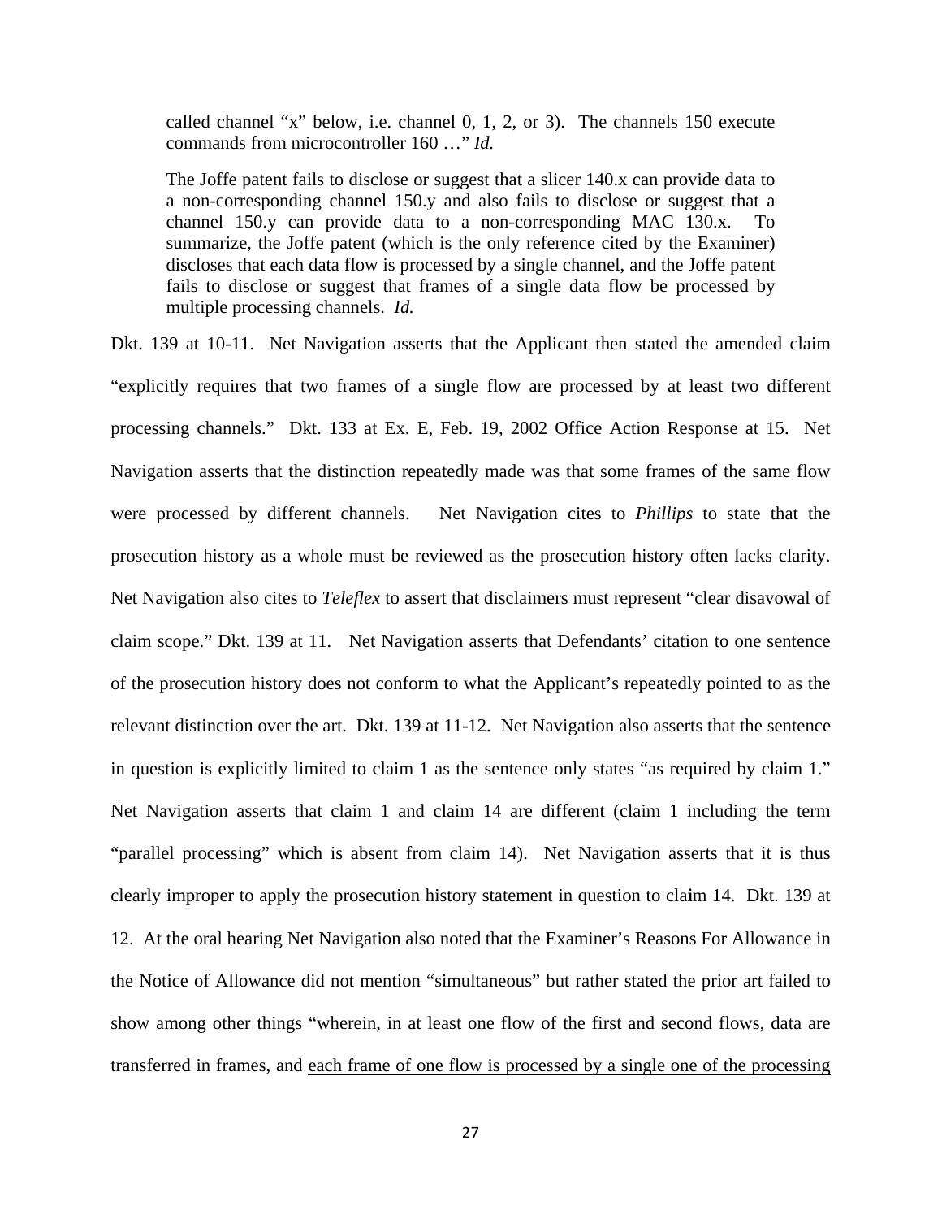> called channel "x" below, i.e. channel 0, 1, 2, or 3). The channels 150 execute commands from microcontroller 160 …" *Id.*
>
> The Joffe patent fails to disclose or suggest that a slicer 140.x can provide data to a non-corresponding channel 150.y and also fails to disclose or suggest that a channel 150.y can provide data to a non-corresponding MAC 130.x. To summarize, the Joffe patent (which is the only reference cited by the Examiner) discloses that each data flow is processed by a single channel, and the Joffe patent fails to disclose or suggest that frames of a single data flow be processed by multiple processing channels. *Id.*

Dkt. 139 at 10-11. Net Navigation asserts that the Applicant then stated the amended claim "explicitly requires that two frames of a single flow are processed by at least two different processing channels." Dkt. 133 at Ex. E, Feb. 19, 2002 Office Action Response at 15. Net Navigation asserts that the distinction repeatedly made was that some frames of the same flow were processed by different channels. Net Navigation cites to *Phillips* to state that the prosecution history as a whole must be reviewed as the prosecution history often lacks clarity. Net Navigation also cites to *Teleflex* to assert that disclaimers must represent "clear disavowal of claim scope." Dkt. 139 at 11. Net Navigation asserts that Defendants' citation to one sentence of the prosecution history does not conform to what the Applicant's repeatedly pointed to as the relevant distinction over the art. Dkt. 139 at 11-12. Net Navigation also asserts that the sentence in question is explicitly limited to claim 1 as the sentence only states "as required by claim 1." Net Navigation asserts that claim 1 and claim 14 are different (claim 1 including the term "parallel processing" which is absent from claim 14). Net Navigation asserts that it is thus clearly improper to apply the prosecution history statement in question to claim 14. Dkt. 139 at 12. At the oral hearing Net Navigation also noted that the Examiner's Reasons For Allowance in the Notice of Allowance did not mention "simultaneous" but rather stated the prior art failed to show among other things "wherein, in at least one flow of the first and second flows, data are transferred in frames, and <u>each frame of one flow is processed by a single one of the processing</u>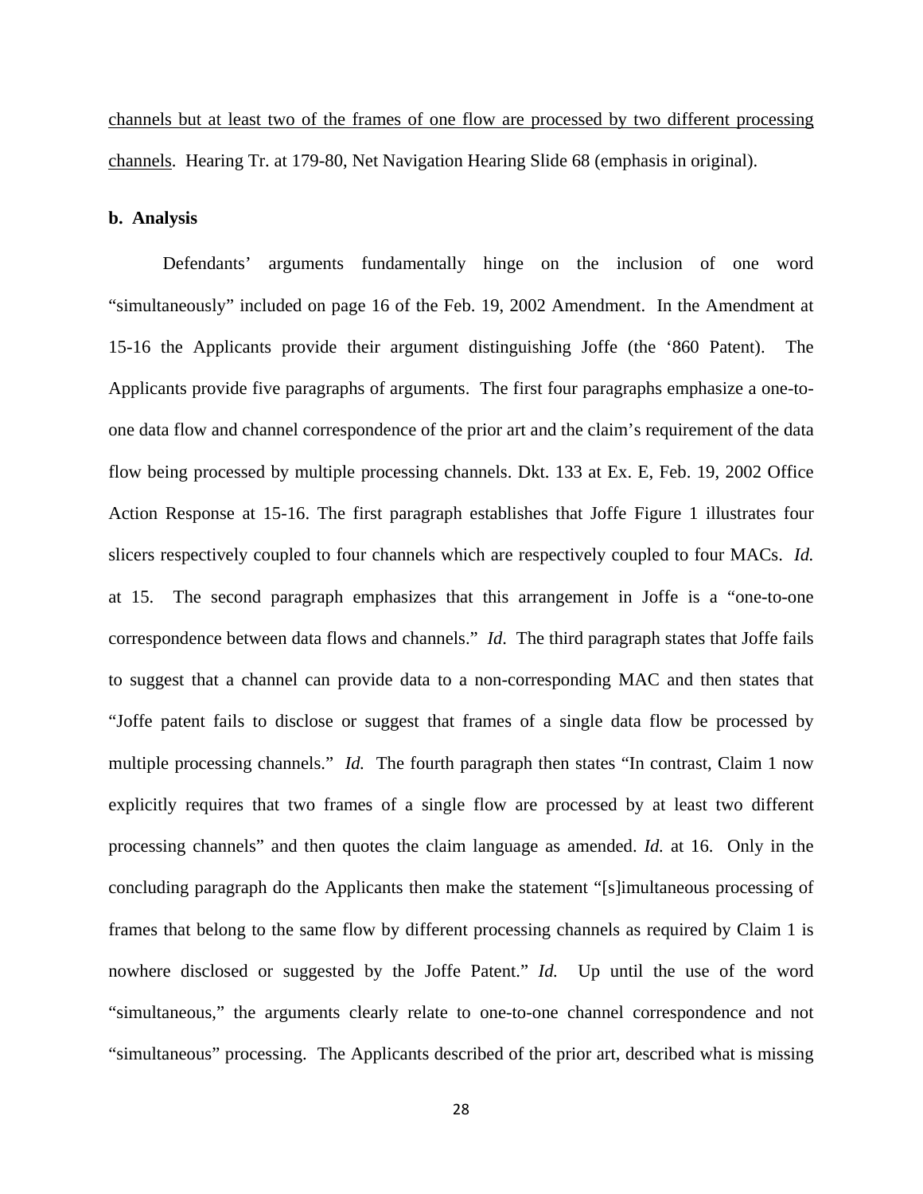channels but at least two of the frames of one flow are processed by two different processing channels. Hearing Tr. at 179-80, Net Navigation Hearing Slide 68 (emphasis in original).

**b. Analysis**

Defendants' arguments fundamentally hinge on the inclusion of one word "simultaneously" included on page 16 of the Feb. 19, 2002 Amendment. In the Amendment at 15-16 the Applicants provide their argument distinguishing Joffe (the '860 Patent). The Applicants provide five paragraphs of arguments. The first four paragraphs emphasize a one-to-one data flow and channel correspondence of the prior art and the claim's requirement of the data flow being processed by multiple processing channels. Dkt. 133 at Ex. E, Feb. 19, 2002 Office Action Response at 15-16. The first paragraph establishes that Joffe Figure 1 illustrates four slicers respectively coupled to four channels which are respectively coupled to four MACs. *Id.* at 15. The second paragraph emphasizes that this arrangement in Joffe is a "one-to-one correspondence between data flows and channels." *Id.* The third paragraph states that Joffe fails to suggest that a channel can provide data to a non-corresponding MAC and then states that "Joffe patent fails to disclose or suggest that frames of a single data flow be processed by multiple processing channels." *Id.* The fourth paragraph then states "In contrast, Claim 1 now explicitly requires that two frames of a single flow are processed by at least two different processing channels" and then quotes the claim language as amended. *Id.* at 16. Only in the concluding paragraph do the Applicants then make the statement "[s]imultaneous processing of frames that belong to the same flow by different processing channels as required by Claim 1 is nowhere disclosed or suggested by the Joffe Patent." *Id.* Up until the use of the word "simultaneous," the arguments clearly relate to one-to-one channel correspondence and not "simultaneous" processing. The Applicants described of the prior art, described what is missing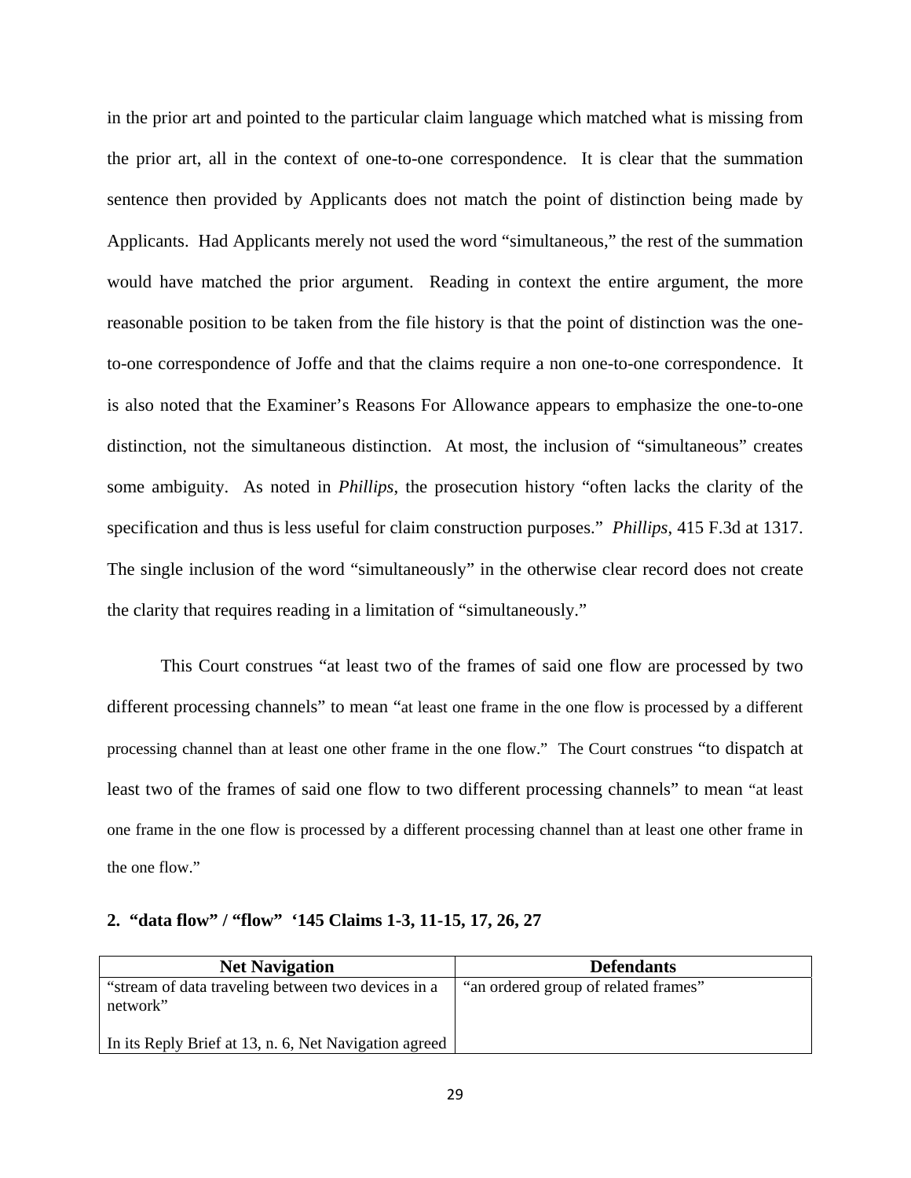in the prior art and pointed to the particular claim language which matched what is missing from the prior art, all in the context of one-to-one correspondence. It is clear that the summation sentence then provided by Applicants does not match the point of distinction being made by Applicants. Had Applicants merely not used the word "simultaneous," the rest of the summation would have matched the prior argument. Reading in context the entire argument, the more reasonable position to be taken from the file history is that the point of distinction was the one-to-one correspondence of Joffe and that the claims require a non one-to-one correspondence. It is also noted that the Examiner's Reasons For Allowance appears to emphasize the one-to-one distinction, not the simultaneous distinction. At most, the inclusion of "simultaneous" creates some ambiguity. As noted in *Phillips*, the prosecution history "often lacks the clarity of the specification and thus is less useful for claim construction purposes." *Phillips*, 415 F.3d at 1317. The single inclusion of the word "simultaneously" in the otherwise clear record does not create the clarity that requires reading in a limitation of "simultaneously."

This Court construes "at least two of the frames of said one flow are processed by two different processing channels" to mean "at least one frame in the one flow is processed by a different processing channel than at least one other frame in the one flow." The Court construes "to dispatch at least two of the frames of said one flow to two different processing channels" to mean "at least one frame in the one flow is processed by a different processing channel than at least one other frame in the one flow."

**2. "data flow" / "flow" '145 Claims 1-3, 11-15, 17, 26, 27**

| Net Navigation | Defendants |
|---|---|
| "stream of data traveling between two devices in a network"<br><br>In its Reply Brief at 13, n. 6, Net Navigation agreed | "an ordered group of related frames" |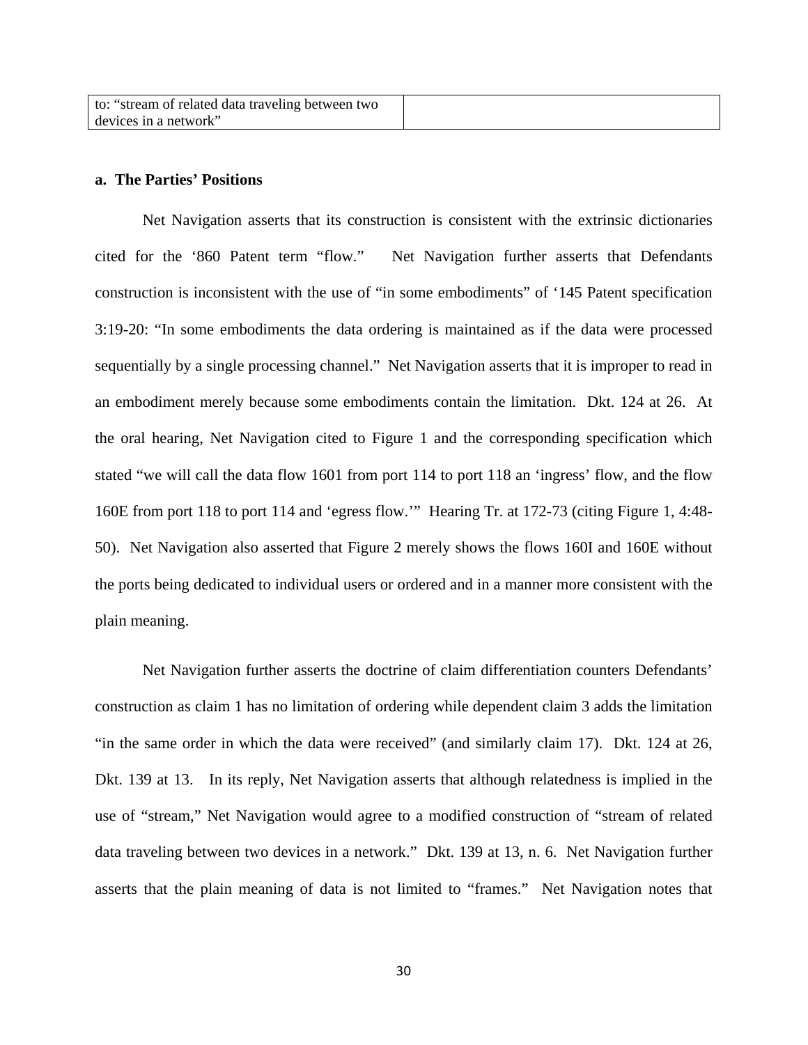| to: “stream of related data traveling between two devices in a network” | |
|---|---|

**a. The Parties' Positions**

Net Navigation asserts that its construction is consistent with the extrinsic dictionaries cited for the '860 Patent term "flow." Net Navigation further asserts that Defendants construction is inconsistent with the use of "in some embodiments" of '145 Patent specification 3:19-20: "In some embodiments the data ordering is maintained as if the data were processed sequentially by a single processing channel." Net Navigation asserts that it is improper to read in an embodiment merely because some embodiments contain the limitation. Dkt. 124 at 26. At the oral hearing, Net Navigation cited to Figure 1 and the corresponding specification which stated "we will call the data flow 1601 from port 114 to port 118 an 'ingress' flow, and the flow 160E from port 118 to port 114 and 'egress flow.'" Hearing Tr. at 172-73 (citing Figure 1, 4:48-50). Net Navigation also asserted that Figure 2 merely shows the flows 160I and 160E without the ports being dedicated to individual users or ordered and in a manner more consistent with the plain meaning.

Net Navigation further asserts the doctrine of claim differentiation counters Defendants' construction as claim 1 has no limitation of ordering while dependent claim 3 adds the limitation "in the same order in which the data were received" (and similarly claim 17). Dkt. 124 at 26, Dkt. 139 at 13. In its reply, Net Navigation asserts that although relatedness is implied in the use of "stream," Net Navigation would agree to a modified construction of "stream of related data traveling between two devices in a network." Dkt. 139 at 13, n. 6. Net Navigation further asserts that the plain meaning of data is not limited to "frames." Net Navigation notes that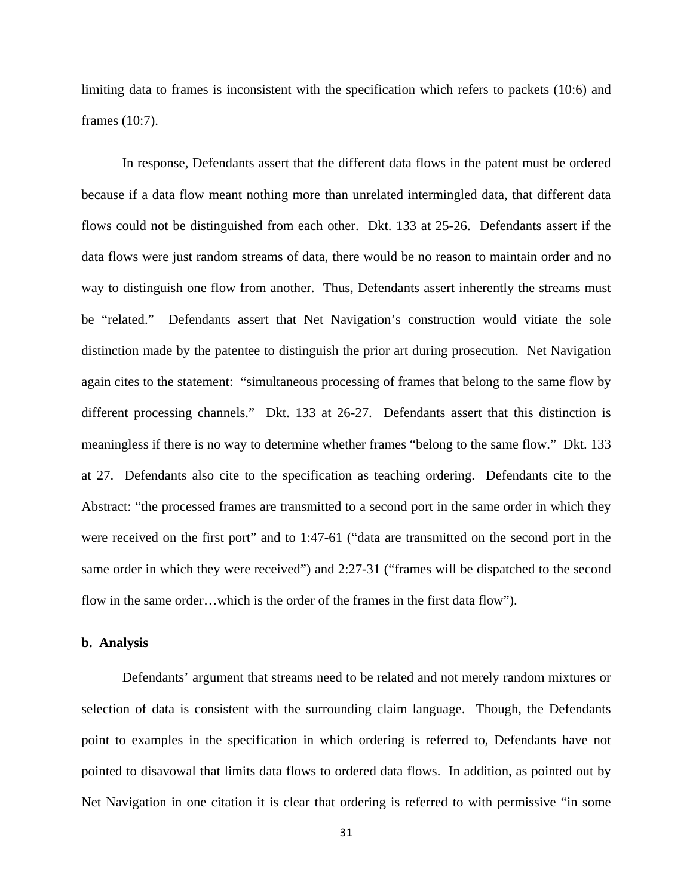limiting data to frames is inconsistent with the specification which refers to packets (10:6) and frames (10:7).

In response, Defendants assert that the different data flows in the patent must be ordered because if a data flow meant nothing more than unrelated intermingled data, that different data flows could not be distinguished from each other. Dkt. 133 at 25-26. Defendants assert if the data flows were just random streams of data, there would be no reason to maintain order and no way to distinguish one flow from another. Thus, Defendants assert inherently the streams must be "related." Defendants assert that Net Navigation's construction would vitiate the sole distinction made by the patentee to distinguish the prior art during prosecution. Net Navigation again cites to the statement: "simultaneous processing of frames that belong to the same flow by different processing channels." Dkt. 133 at 26-27. Defendants assert that this distinction is meaningless if there is no way to determine whether frames "belong to the same flow." Dkt. 133 at 27. Defendants also cite to the specification as teaching ordering. Defendants cite to the Abstract: "the processed frames are transmitted to a second port in the same order in which they were received on the first port" and to 1:47-61 ("data are transmitted on the second port in the same order in which they were received") and 2:27-31 ("frames will be dispatched to the second flow in the same order…which is the order of the frames in the first data flow").

**b. Analysis**

Defendants' argument that streams need to be related and not merely random mixtures or selection of data is consistent with the surrounding claim language. Though, the Defendants point to examples in the specification in which ordering is referred to, Defendants have not pointed to disavowal that limits data flows to ordered data flows. In addition, as pointed out by Net Navigation in one citation it is clear that ordering is referred to with permissive "in some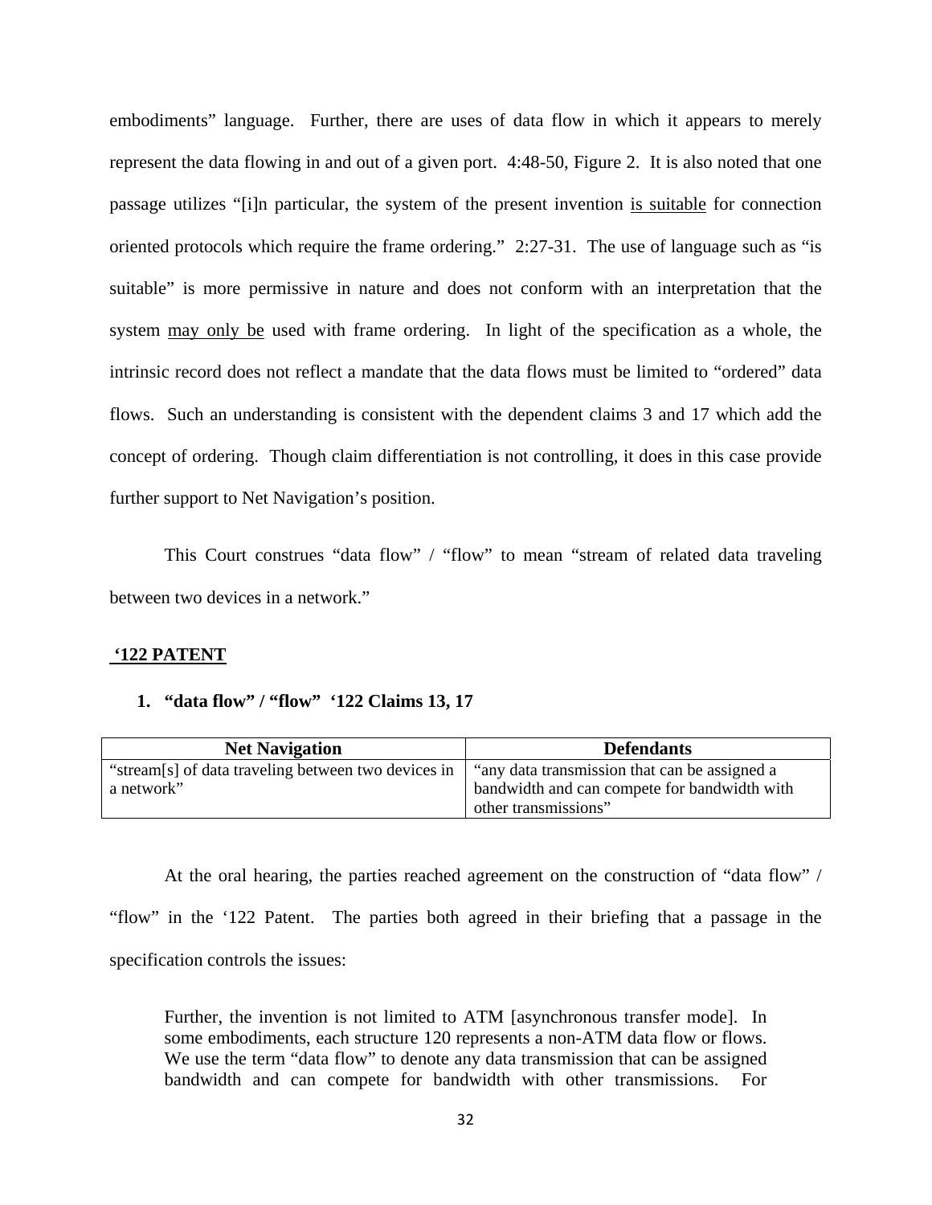embodiments" language. Further, there are uses of data flow in which it appears to merely represent the data flowing in and out of a given port. 4:48-50, Figure 2. It is also noted that one passage utilizes "[i]n particular, the system of the present invention <u>is suitable</u> for connection oriented protocols which require the frame ordering." 2:27-31. The use of language such as "is suitable" is more permissive in nature and does not conform with an interpretation that the system <u>may only be</u> used with frame ordering. In light of the specification as a whole, the intrinsic record does not reflect a mandate that the data flows must be limited to "ordered" data flows. Such an understanding is consistent with the dependent claims 3 and 17 which add the concept of ordering. Though claim differentiation is not controlling, it does in this case provide further support to Net Navigation's position.

This Court construes "data flow" / "flow" to mean "stream of related data traveling between two devices in a network."

## <u>'122 PATENT</u>

### 1. "data flow" / "flow" '122 Claims 13, 17

| Net Navigation | Defendants |
|---|---|
| "stream[s] of data traveling between two devices in a network" | "any data transmission that can be assigned a bandwidth and can compete for bandwidth with other transmissions" |

At the oral hearing, the parties reached agreement on the construction of "data flow" / "flow" in the '122 Patent. The parties both agreed in their briefing that a passage in the specification controls the issues:

> Further, the invention is not limited to ATM [asynchronous transfer mode]. In some embodiments, each structure 120 represents a non-ATM data flow or flows. We use the term "data flow" to denote any data transmission that can be assigned bandwidth and can compete for bandwidth with other transmissions. For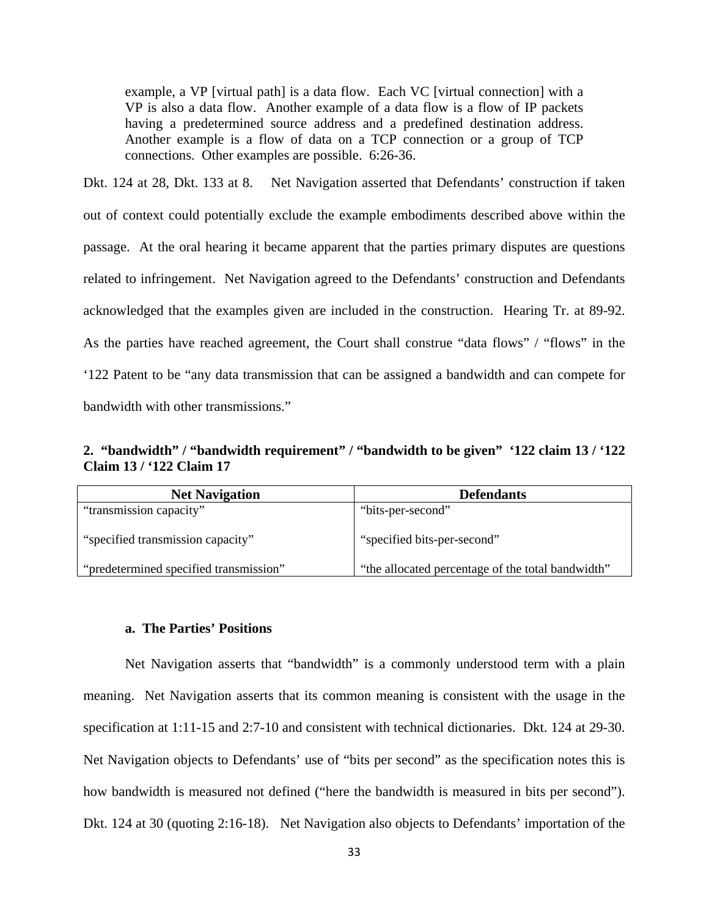> example, a VP [virtual path] is a data flow. Each VC [virtual connection] with a VP is also a data flow. Another example of a data flow is a flow of IP packets having a predetermined source address and a predefined destination address. Another example is a flow of data on a TCP connection or a group of TCP connections. Other examples are possible. 6:26-36.

Dkt. 124 at 28, Dkt. 133 at 8. Net Navigation asserted that Defendants' construction if taken out of context could potentially exclude the example embodiments described above within the passage. At the oral hearing it became apparent that the parties primary disputes are questions related to infringement. Net Navigation agreed to the Defendants' construction and Defendants acknowledged that the examples given are included in the construction. Hearing Tr. at 89-92. As the parties have reached agreement, the Court shall construe "data flows" / "flows" in the '122 Patent to be "any data transmission that can be assigned a bandwidth and can compete for bandwidth with other transmissions."

**2. "bandwidth" / "bandwidth requirement" / "bandwidth to be given" '122 claim 13 / '122 Claim 13 / '122 Claim 17**

| Net Navigation | Defendants |
|---|---|
| "transmission capacity" | "bits-per-second" |
| "specified transmission capacity" | "specified bits-per-second" |
| "predetermined specified transmission" | "the allocated percentage of the total bandwidth" |

**a. The Parties' Positions**

Net Navigation asserts that "bandwidth" is a commonly understood term with a plain meaning. Net Navigation asserts that its common meaning is consistent with the usage in the specification at 1:11-15 and 2:7-10 and consistent with technical dictionaries. Dkt. 124 at 29-30. Net Navigation objects to Defendants' use of "bits per second" as the specification notes this is how bandwidth is measured not defined ("here the bandwidth is measured in bits per second"). Dkt. 124 at 30 (quoting 2:16-18). Net Navigation also objects to Defendants' importation of the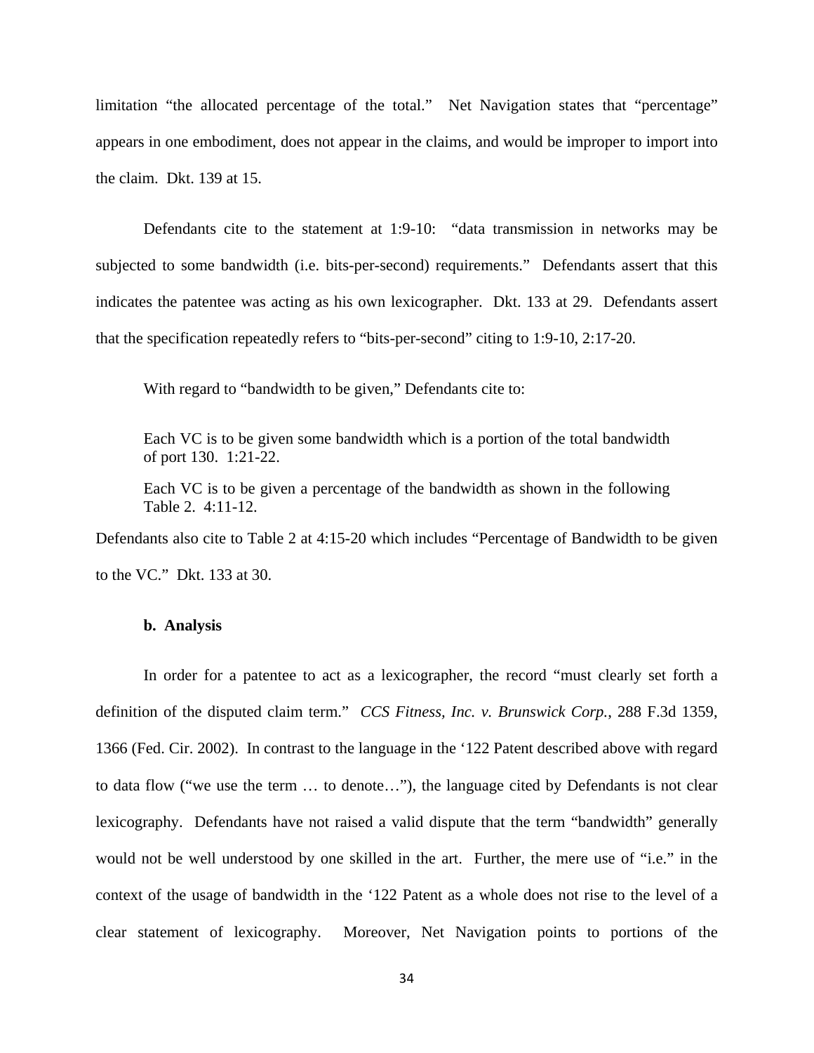limitation "the allocated percentage of the total." Net Navigation states that "percentage" appears in one embodiment, does not appear in the claims, and would be improper to import into the claim. Dkt. 139 at 15.

Defendants cite to the statement at 1:9-10: "data transmission in networks may be subjected to some bandwidth (i.e. bits-per-second) requirements." Defendants assert that this indicates the patentee was acting as his own lexicographer. Dkt. 133 at 29. Defendants assert that the specification repeatedly refers to "bits-per-second" citing to 1:9-10, 2:17-20.

With regard to "bandwidth to be given," Defendants cite to:

> Each VC is to be given some bandwidth which is a portion of the total bandwidth of port 130. 1:21-22.
>
> Each VC is to be given a percentage of the bandwidth as shown in the following Table 2. 4:11-12.

Defendants also cite to Table 2 at 4:15-20 which includes "Percentage of Bandwidth to be given to the VC." Dkt. 133 at 30.

**b. Analysis**

In order for a patentee to act as a lexicographer, the record "must clearly set forth a definition of the disputed claim term." *CCS Fitness, Inc. v. Brunswick Corp.*, 288 F.3d 1359, 1366 (Fed. Cir. 2002). In contrast to the language in the '122 Patent described above with regard to data flow ("we use the term … to denote…"), the language cited by Defendants is not clear lexicography. Defendants have not raised a valid dispute that the term "bandwidth" generally would not be well understood by one skilled in the art. Further, the mere use of "i.e." in the context of the usage of bandwidth in the '122 Patent as a whole does not rise to the level of a clear statement of lexicography. Moreover, Net Navigation points to portions of the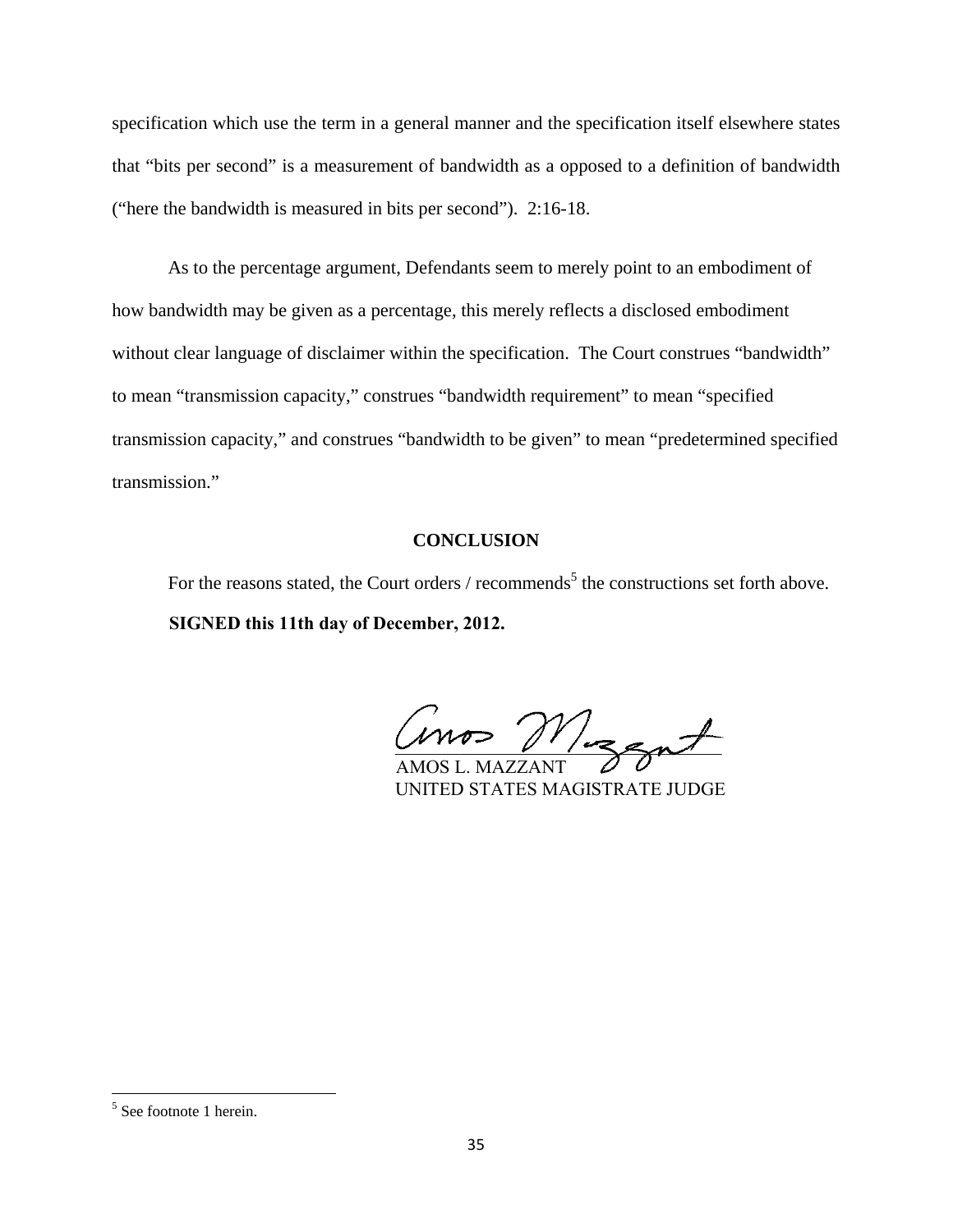specification which use the term in a general manner and the specification itself elsewhere states that "bits per second" is a measurement of bandwidth as a opposed to a definition of bandwidth ("here the bandwidth is measured in bits per second"). 2:16-18.

As to the percentage argument, Defendants seem to merely point to an embodiment of how bandwidth may be given as a percentage, this merely reflects a disclosed embodiment without clear language of disclaimer within the specification. The Court construes "bandwidth" to mean "transmission capacity," construes "bandwidth requirement" to mean "specified transmission capacity," and construes "bandwidth to be given" to mean "predetermined specified transmission."

## CONCLUSION

For the reasons stated, the Court orders / recommends[5] the constructions set forth above.

**SIGNED this 11th day of December, 2012.**

AMOS L. MAZZANT
UNITED STATES MAGISTRATE JUDGE

[5] See footnote 1 herein.